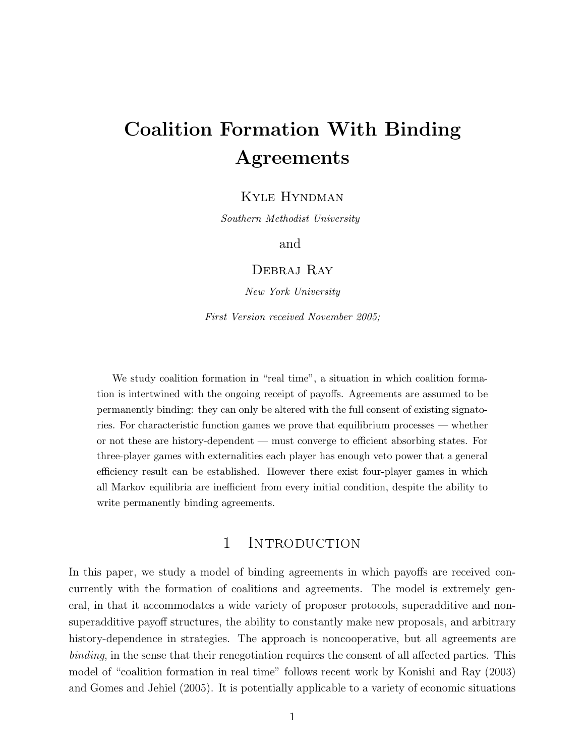# Coalition Formation With Binding Agreements

Kyle Hyndman

*Southern Methodist University*

and

Debraj Ray

*New York University*

*First Version received November 2005;*

We study coalition formation in "real time", a situation in which coalition formation is intertwined with the ongoing receipt of payoffs. Agreements are assumed to be permanently binding: they can only be altered with the full consent of existing signatories. For characteristic function games we prove that equilibrium processes — whether or not these are history-dependent — must converge to efficient absorbing states. For three-player games with externalities each player has enough veto power that a general efficiency result can be established. However there exist four-player games in which all Markov equilibria are inefficient from every initial condition, despite the ability to write permanently binding agreements.

## 1 Introduction

In this paper, we study a model of binding agreements in which payoffs are received concurrently with the formation of coalitions and agreements. The model is extremely general, in that it accommodates a wide variety of proposer protocols, superadditive and non-superadditive payoff structures, the ability to constantly make new proposals, and arbitrary history-dependence in strategies. The approach is noncooperative, but all agreements are *binding*, in the sense that their renegotiation requires the consent of all affected parties. This model of "coalition formation in real time" follows recent work by Konishi and Ray (2003) and Gomes and Jehiel (2005). It is potentially applicable to a variety of economic situations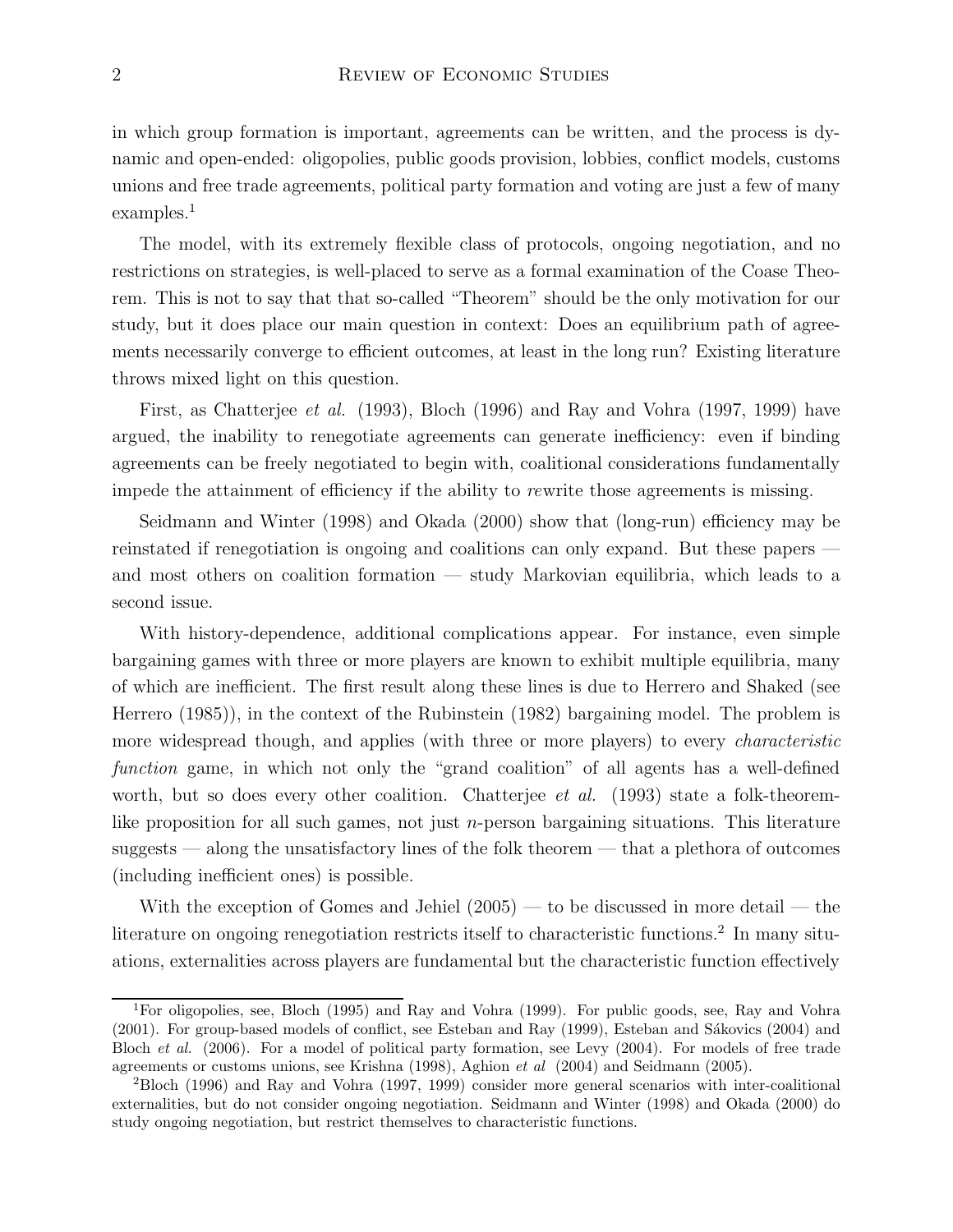in which group formation is important, agreements can be written, and the process is dynamic and open-ended: oligopolies, public goods provision, lobbies, conflict models, customs unions and free trade agreements, political party formation and voting are just a few of many examples.[1]

The model, with its extremely flexible class of protocols, ongoing negotiation, and no restrictions on strategies, is well-placed to serve as a formal examination of the Coase Theorem. This is not to say that that so-called "Theorem" should be the only motivation for our study, but it does place our main question in context: Does an equilibrium path of agreements necessarily converge to efficient outcomes, at least in the long run? Existing literature throws mixed light on this question.

First, as Chatterjee *et al.* (1993), Bloch (1996) and Ray and Vohra (1997, 1999) have argued, the inability to renegotiate agreements can generate inefficiency: even if binding agreements can be freely negotiated to begin with, coalitional considerations fundamentally impede the attainment of efficiency if the ability to *re*write those agreements is missing.

Seidmann and Winter (1998) and Okada (2000) show that (long-run) efficiency may be reinstated if renegotiation is ongoing and coalitions can only expand. But these papers — and most others on coalition formation — study Markovian equilibria, which leads to a second issue.

With history-dependence, additional complications appear. For instance, even simple bargaining games with three or more players are known to exhibit multiple equilibria, many of which are inefficient. The first result along these lines is due to Herrero and Shaked (see Herrero (1985)), in the context of the Rubinstein (1982) bargaining model. The problem is more widespread though, and applies (with three or more players) to every *characteristic function* game, in which not only the "grand coalition" of all agents has a well-defined worth, but so does every other coalition. Chatterjee *et al.* (1993) state a folk-theorem-like proposition for all such games, not just $n$-person bargaining situations. This literature suggests — along the unsatisfactory lines of the folk theorem — that a plethora of outcomes (including inefficient ones) is possible.

With the exception of Gomes and Jehiel (2005) — to be discussed in more detail — the literature on ongoing renegotiation restricts itself to characteristic functions.[2] In many situations, externalities across players are fundamental but the characteristic function effectively

[1] For oligopolies, see, Bloch (1995) and Ray and Vohra (1999). For public goods, see, Ray and Vohra (2001). For group-based models of conflict, see Esteban and Ray (1999), Esteban and Sákovics (2004) and Bloch *et al.* (2006). For a model of political party formation, see Levy (2004). For models of free trade agreements or customs unions, see Krishna (1998), Aghion *et al* (2004) and Seidmann (2005).

[2] Bloch (1996) and Ray and Vohra (1997, 1999) consider more general scenarios with inter-coalitional externalities, but do not consider ongoing negotiation. Seidmann and Winter (1998) and Okada (2000) do study ongoing negotiation, but restrict themselves to characteristic functions.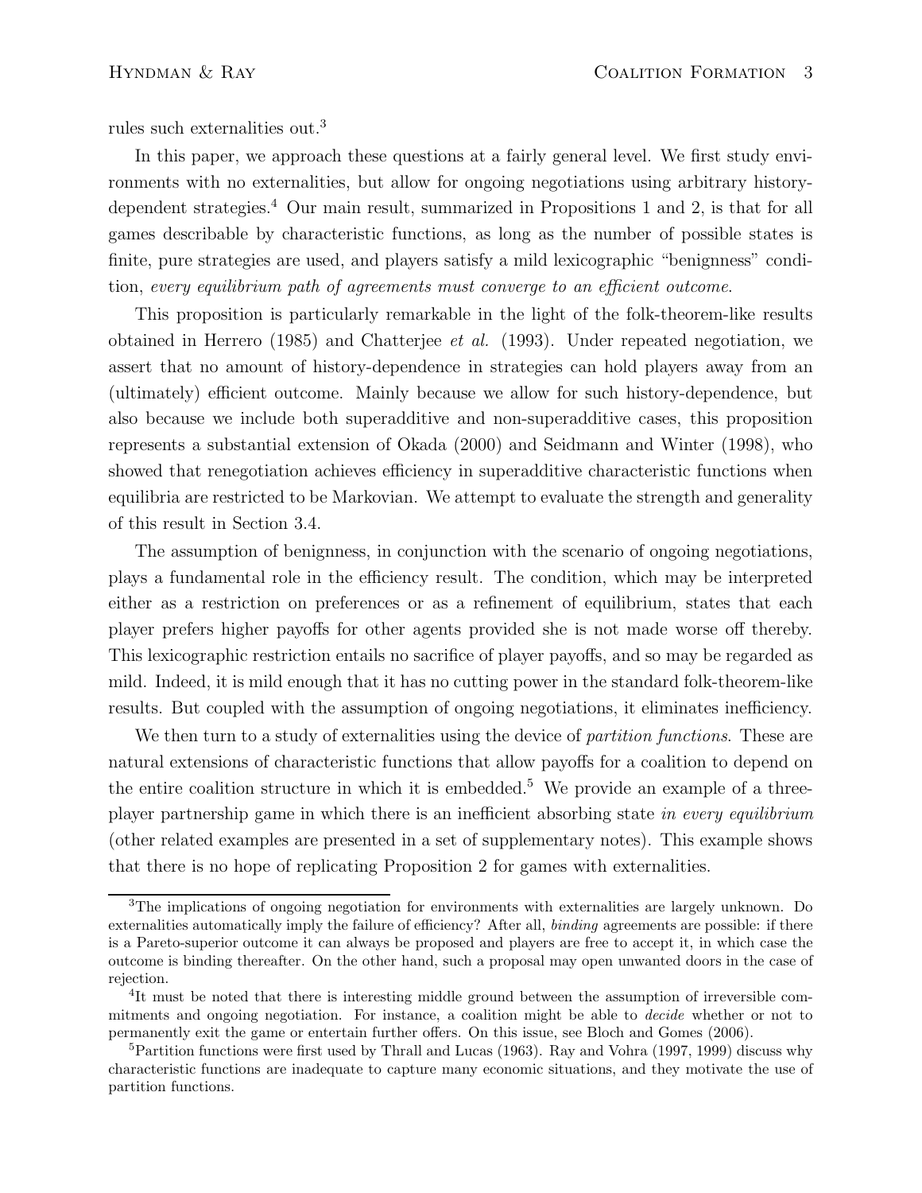rules such externalities out.[3]

In this paper, we approach these questions at a fairly general level. We first study environments with no externalities, but allow for ongoing negotiations using arbitrary history-dependent strategies.[4] Our main result, summarized in Propositions 1 and 2, is that for all games describable by characteristic functions, as long as the number of possible states is finite, pure strategies are used, and players satisfy a mild lexicographic "benignness" condition, *every equilibrium path of agreements must converge to an efficient outcome*.

This proposition is particularly remarkable in the light of the folk-theorem-like results obtained in Herrero (1985) and Chatterjee *et al.* (1993). Under repeated negotiation, we assert that no amount of history-dependence in strategies can hold players away from an (ultimately) efficient outcome. Mainly because we allow for such history-dependence, but also because we include both superadditive and non-superadditive cases, this proposition represents a substantial extension of Okada (2000) and Seidmann and Winter (1998), who showed that renegotiation achieves efficiency in superadditive characteristic functions when equilibria are restricted to be Markovian. We attempt to evaluate the strength and generality of this result in Section 3.4.

The assumption of benignness, in conjunction with the scenario of ongoing negotiations, plays a fundamental role in the efficiency result. The condition, which may be interpreted either as a restriction on preferences or as a refinement of equilibrium, states that each player prefers higher payoffs for other agents provided she is not made worse off thereby. This lexicographic restriction entails no sacrifice of player payoffs, and so may be regarded as mild. Indeed, it is mild enough that it has no cutting power in the standard folk-theorem-like results. But coupled with the assumption of ongoing negotiations, it eliminates inefficiency.

We then turn to a study of externalities using the device of *partition functions*. These are natural extensions of characteristic functions that allow payoffs for a coalition to depend on the entire coalition structure in which it is embedded.[5] We provide an example of a three-player partnership game in which there is an inefficient absorbing state *in every equilibrium* (other related examples are presented in a set of supplementary notes). This example shows that there is no hope of replicating Proposition 2 for games with externalities.

[3] The implications of ongoing negotiation for environments with externalities are largely unknown. Do externalities automatically imply the failure of efficiency? After all, *binding* agreements are possible: if there is a Pareto-superior outcome it can always be proposed and players are free to accept it, in which case the outcome is binding thereafter. On the other hand, such a proposal may open unwanted doors in the case of rejection.

[4] It must be noted that there is interesting middle ground between the assumption of irreversible commitments and ongoing negotiation. For instance, a coalition might be able to *decide* whether or not to permanently exit the game or entertain further offers. On this issue, see Bloch and Gomes (2006).

[5] Partition functions were first used by Thrall and Lucas (1963). Ray and Vohra (1997, 1999) discuss why characteristic functions are inadequate to capture many economic situations, and they motivate the use of partition functions.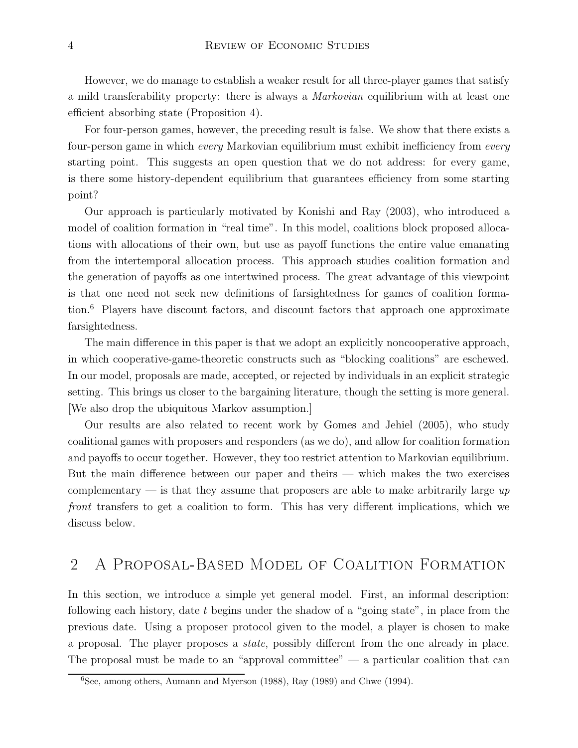However, we do manage to establish a weaker result for all three-player games that satisfy a mild transferability property: there is always a *Markovian* equilibrium with at least one efficient absorbing state (Proposition 4).

For four-person games, however, the preceding result is false. We show that there exists a four-person game in which *every* Markovian equilibrium must exhibit inefficiency from *every* starting point. This suggests an open question that we do not address: for every game, is there some history-dependent equilibrium that guarantees efficiency from some starting point?

Our approach is particularly motivated by Konishi and Ray (2003), who introduced a model of coalition formation in "real time". In this model, coalitions block proposed allocations with allocations of their own, but use as payoff functions the entire value emanating from the intertemporal allocation process. This approach studies coalition formation and the generation of payoffs as one intertwined process. The great advantage of this viewpoint is that one need not seek new definitions of farsightedness for games of coalition formation.[6] Players have discount factors, and discount factors that approach one approximate farsightedness.

The main difference in this paper is that we adopt an explicitly noncooperative approach, in which cooperative-game-theoretic constructs such as "blocking coalitions" are eschewed. In our model, proposals are made, accepted, or rejected by individuals in an explicit strategic setting. This brings us closer to the bargaining literature, though the setting is more general. [We also drop the ubiquitous Markov assumption.]

Our results are also related to recent work by Gomes and Jehiel (2005), who study coalitional games with proposers and responders (as we do), and allow for coalition formation and payoffs to occur together. However, they too restrict attention to Markovian equilibrium. But the main difference between our paper and theirs — which makes the two exercises complementary — is that they assume that proposers are able to make arbitrarily large *up front* transfers to get a coalition to form. This has very different implications, which we discuss below.

## 2 A Proposal-Based Model of Coalition Formation

In this section, we introduce a simple yet general model. First, an informal description: following each history, date $t$ begins under the shadow of a "going state", in place from the previous date. Using a proposer protocol given to the model, a player is chosen to make a proposal. The player proposes a *state*, possibly different from the one already in place. The proposal must be made to an "approval committee" — a particular coalition that can

[6] See, among others, Aumann and Myerson (1988), Ray (1989) and Chwe (1994).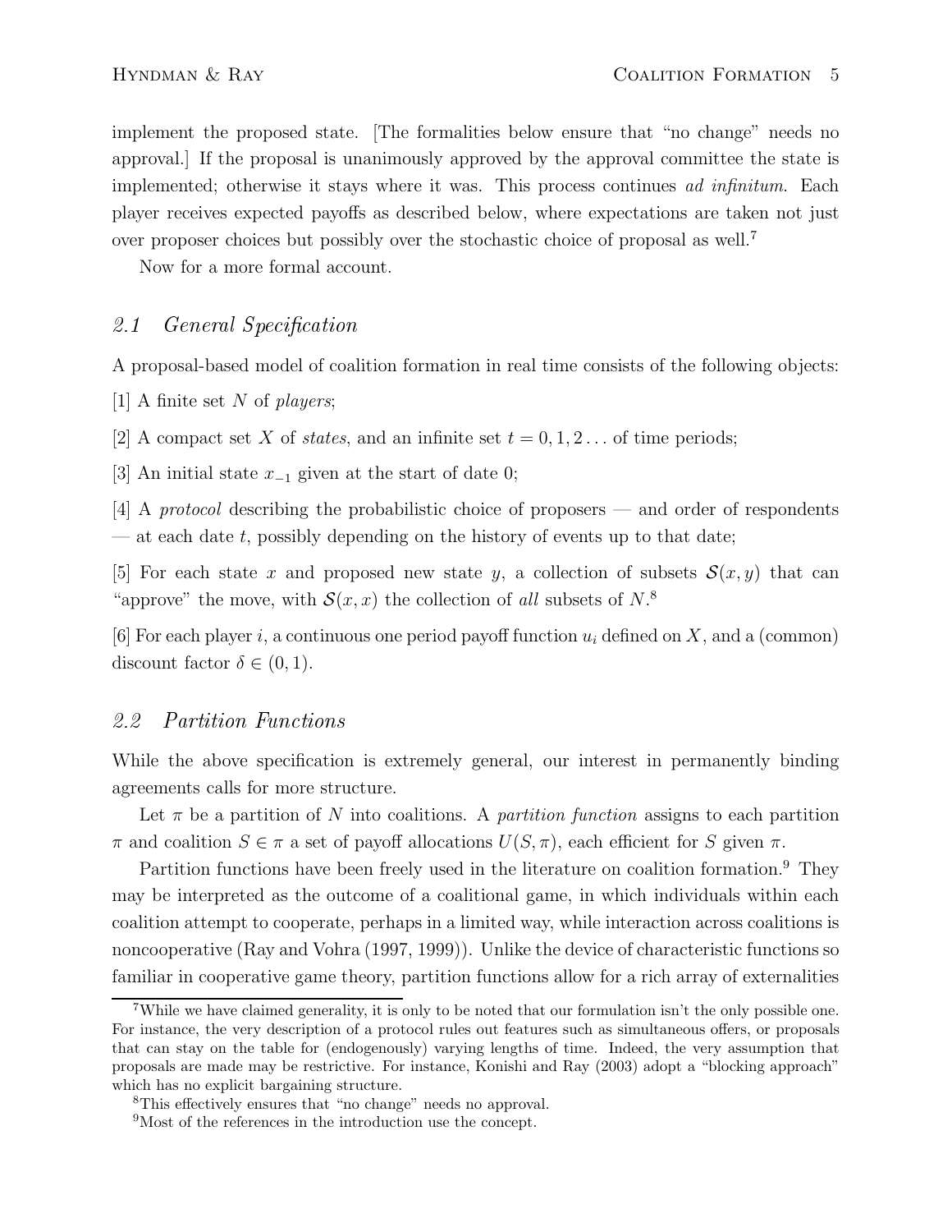implement the proposed state. [The formalities below ensure that "no change" needs no approval.] If the proposal is unanimously approved by the approval committee the state is implemented; otherwise it stays where it was. This process continues *ad infinitum*. Each player receives expected payoffs as described below, where expectations are taken not just over proposer choices but possibly over the stochastic choice of proposal as well.[7]

Now for a more formal account.

## *2.1 General Specification*

A proposal-based model of coalition formation in real time consists of the following objects:

[1] A finite set $N$ of *players*;

[2] A compact set $X$ of *states*, and an infinite set $t = 0, 1, 2 \ldots$ of time periods;

[3] An initial state $x_{-1}$ given at the start of date 0;

[4] A *protocol* describing the probabilistic choice of proposers — and order of respondents — at each date $t$, possibly depending on the history of events up to that date;

[5] For each state $x$ and proposed new state $y$, a collection of subsets $\mathcal{S}(x, y)$ that can "approve" the move, with $\mathcal{S}(x, x)$ the collection of *all* subsets of $N$.[8]

[6] For each player $i$, a continuous one period payoff function $u_i$ defined on $X$, and a (common) discount factor $\delta \in (0, 1)$.

## *2.2 Partition Functions*

While the above specification is extremely general, our interest in permanently binding agreements calls for more structure.

Let $\pi$ be a partition of $N$ into coalitions. A *partition function* assigns to each partition $\pi$ and coalition $S \in \pi$ a set of payoff allocations $U(S, \pi)$, each efficient for $S$ given $\pi$.

Partition functions have been freely used in the literature on coalition formation.[9] They may be interpreted as the outcome of a coalitional game, in which individuals within each coalition attempt to cooperate, perhaps in a limited way, while interaction across coalitions is noncooperative (Ray and Vohra (1997, 1999)). Unlike the device of characteristic functions so familiar in cooperative game theory, partition functions allow for a rich array of externalities

---

[7] While we have claimed generality, it is only to be noted that our formulation isn't the only possible one. For instance, the very description of a protocol rules out features such as simultaneous offers, or proposals that can stay on the table for (endogenously) varying lengths of time. Indeed, the very assumption that proposals are made may be restrictive. For instance, Konishi and Ray (2003) adopt a "blocking approach" which has no explicit bargaining structure.

[8] This effectively ensures that "no change" needs no approval.

[9] Most of the references in the introduction use the concept.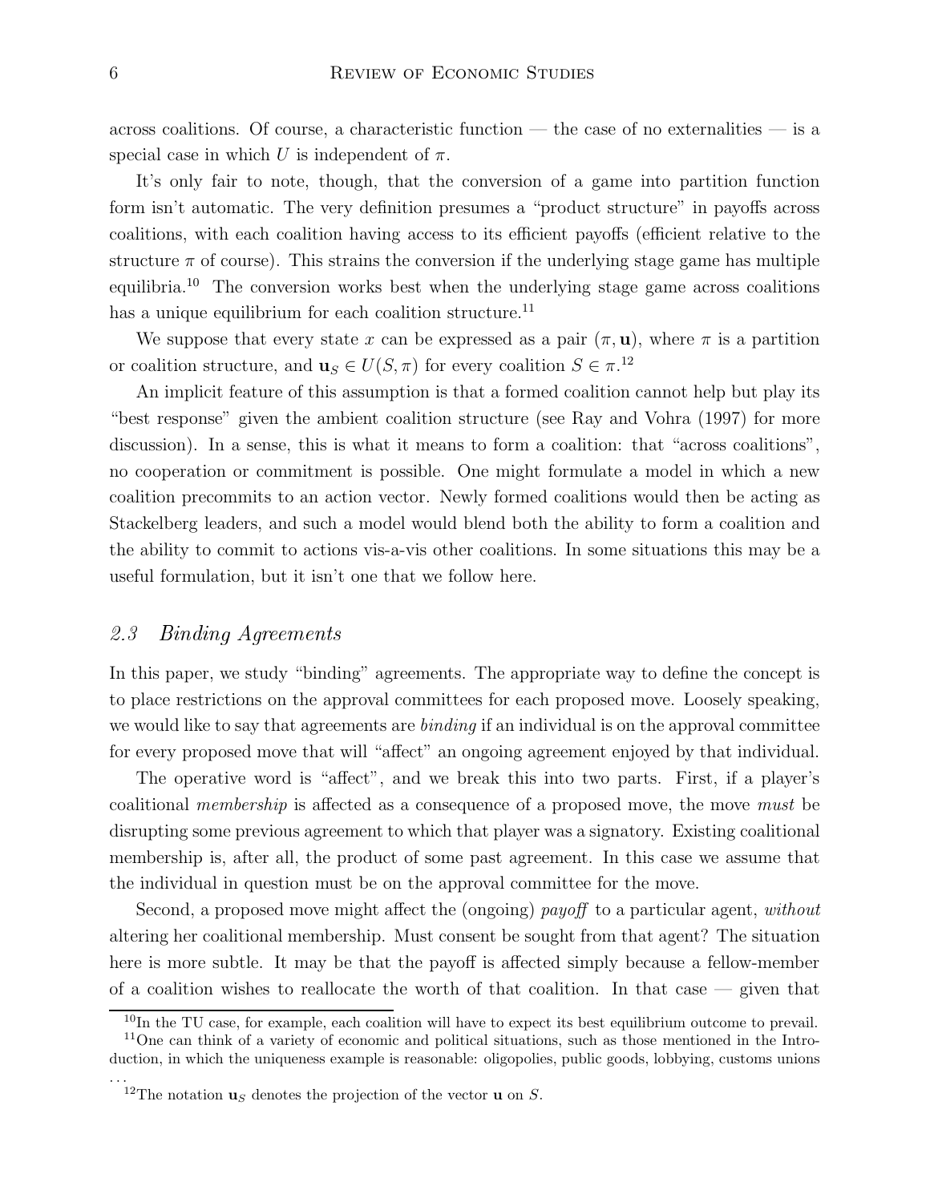across coalitions. Of course, a characteristic function — the case of no externalities — is a special case in which $U$ is independent of $\pi$.

It's only fair to note, though, that the conversion of a game into partition function form isn't automatic. The very definition presumes a "product structure" in payoffs across coalitions, with each coalition having access to its efficient payoffs (efficient relative to the structure $\pi$ of course). This strains the conversion if the underlying stage game has multiple equilibria.[10] The conversion works best when the underlying stage game across coalitions has a unique equilibrium for each coalition structure.[11]

We suppose that every state $x$ can be expressed as a pair $(\pi, \mathbf{u})$, where $\pi$ is a partition or coalition structure, and $\mathbf{u}_S \in U(S, \pi)$ for every coalition $S \in \pi$.[12]

An implicit feature of this assumption is that a formed coalition cannot help but play its "best response" given the ambient coalition structure (see Ray and Vohra (1997) for more discussion). In a sense, this is what it means to form a coalition: that "across coalitions", no cooperation or commitment is possible. One might formulate a model in which a new coalition precommits to an action vector. Newly formed coalitions would then be acting as Stackelberg leaders, and such a model would blend both the ability to form a coalition and the ability to commit to actions vis-a-vis other coalitions. In some situations this may be a useful formulation, but it isn't one that we follow here.

## 2.3 *Binding Agreements*

In this paper, we study "binding" agreements. The appropriate way to define the concept is to place restrictions on the approval committees for each proposed move. Loosely speaking, we would like to say that agreements are *binding* if an individual is on the approval committee for every proposed move that will "affect" an ongoing agreement enjoyed by that individual.

The operative word is "affect", and we break this into two parts. First, if a player's coalitional *membership* is affected as a consequence of a proposed move, the move *must* be disrupting some previous agreement to which that player was a signatory. Existing coalitional membership is, after all, the product of some past agreement. In this case we assume that the individual in question must be on the approval committee for the move.

Second, a proposed move might affect the (ongoing) *payoff* to a particular agent, *without* altering her coalitional membership. Must consent be sought from that agent? The situation here is more subtle. It may be that the payoff is affected simply because a fellow-member of a coalition wishes to reallocate the worth of that coalition. In that case — given that

[10] In the TU case, for example, each coalition will have to expect its best equilibrium outcome to prevail.

[11] One can think of a variety of economic and political situations, such as those mentioned in the Introduction, in which the uniqueness example is reasonable: oligopolies, public goods, lobbying, customs unions . . .

[12] The notation $\mathbf{u}_S$ denotes the projection of the vector $\mathbf{u}$ on $S$.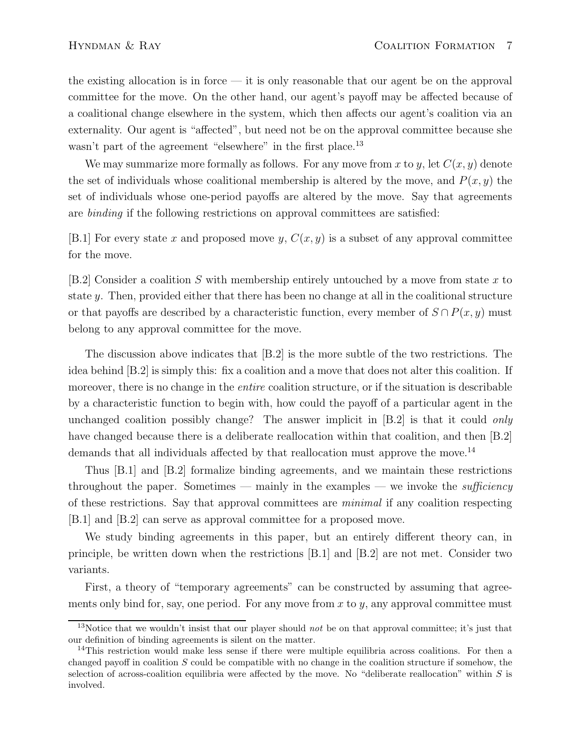the existing allocation is in force — it is only reasonable that our agent be on the approval committee for the move. On the other hand, our agent's payoff may be affected because of a coalitional change elsewhere in the system, which then affects our agent's coalition via an externality. Our agent is "affected", but need not be on the approval committee because she wasn't part of the agreement "elsewhere" in the first place.[13]

We may summarize more formally as follows. For any move from $x$ to $y$, let $C(x, y)$ denote the set of individuals whose coalitional membership is altered by the move, and $P(x, y)$ the set of individuals whose one-period payoffs are altered by the move. Say that agreements are *binding* if the following restrictions on approval committees are satisfied:

[B.1] For every state $x$ and proposed move $y$, $C(x, y)$ is a subset of any approval committee for the move.

[B.2] Consider a coalition $S$ with membership entirely untouched by a move from state $x$ to state $y$. Then, provided either that there has been no change at all in the coalitional structure or that payoffs are described by a characteristic function, every member of $S \cap P(x, y)$ must belong to any approval committee for the move.

The discussion above indicates that [B.2] is the more subtle of the two restrictions. The idea behind [B.2] is simply this: fix a coalition and a move that does not alter this coalition. If moreover, there is no change in the *entire* coalition structure, or if the situation is describable by a characteristic function to begin with, how could the payoff of a particular agent in the unchanged coalition possibly change? The answer implicit in [B.2] is that it could *only* have changed because there is a deliberate reallocation within that coalition, and then [B.2] demands that all individuals affected by that reallocation must approve the move.[14]

Thus [B.1] and [B.2] formalize binding agreements, and we maintain these restrictions throughout the paper. Sometimes — mainly in the examples — we invoke the *sufficiency* of these restrictions. Say that approval committees are *minimal* if any coalition respecting [B.1] and [B.2] can serve as approval committee for a proposed move.

We study binding agreements in this paper, but an entirely different theory can, in principle, be written down when the restrictions [B.1] and [B.2] are not met. Consider two variants.

First, a theory of "temporary agreements" can be constructed by assuming that agreements only bind for, say, one period. For any move from $x$ to $y$, any approval committee must

[13] Notice that we wouldn't insist that our player should *not* be on that approval committee; it's just that our definition of binding agreements is silent on the matter.

[14] This restriction would make less sense if there were multiple equilibria across coalitions. For then a changed payoff in coalition $S$ could be compatible with no change in the coalition structure if somehow, the selection of across-coalition equilibria were affected by the move. No "deliberate reallocation" within $S$ is involved.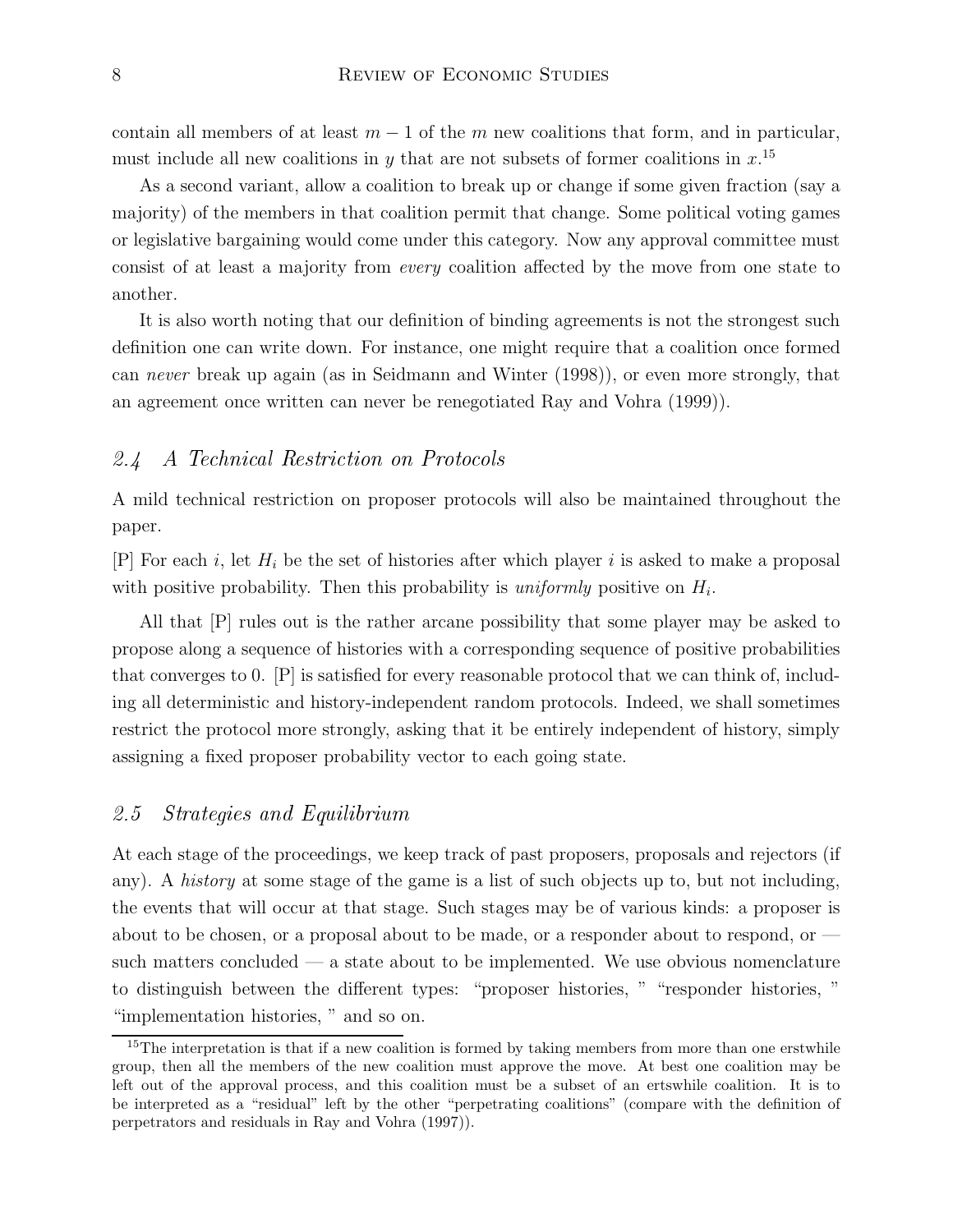contain all members of at least $m-1$ of the $m$ new coalitions that form, and in particular, must include all new coalitions in $y$ that are not subsets of former coalitions in $x$.[15]

As a second variant, allow a coalition to break up or change if some given fraction (say a majority) of the members in that coalition permit that change. Some political voting games or legislative bargaining would come under this category. Now any approval committee must consist of at least a majority from *every* coalition affected by the move from one state to another.

It is also worth noting that our definition of binding agreements is not the strongest such definition one can write down. For instance, one might require that a coalition once formed can *never* break up again (as in Seidmann and Winter (1998)), or even more strongly, that an agreement once written can never be renegotiated Ray and Vohra (1999)).

## *2.4 A Technical Restriction on Protocols*

A mild technical restriction on proposer protocols will also be maintained throughout the paper.

[P] For each $i$, let $H_i$ be the set of histories after which player $i$ is asked to make a proposal with positive probability. Then this probability is *uniformly* positive on $H_i$.

All that [P] rules out is the rather arcane possibility that some player may be asked to propose along a sequence of histories with a corresponding sequence of positive probabilities that converges to 0. [P] is satisfied for every reasonable protocol that we can think of, including all deterministic and history-independent random protocols. Indeed, we shall sometimes restrict the protocol more strongly, asking that it be entirely independent of history, simply assigning a fixed proposer probability vector to each going state.

## *2.5 Strategies and Equilibrium*

At each stage of the proceedings, we keep track of past proposers, proposals and rejectors (if any). A *history* at some stage of the game is a list of such objects up to, but not including, the events that will occur at that stage. Such stages may be of various kinds: a proposer is about to be chosen, or a proposal about to be made, or a responder about to respond, or — such matters concluded — a state about to be implemented. We use obvious nomenclature to distinguish between the different types: "proposer histories, " "responder histories, " "implementation histories, " and so on.

[15] The interpretation is that if a new coalition is formed by taking members from more than one erstwhile group, then all the members of the new coalition must approve the move. At best one coalition may be left out of the approval process, and this coalition must be a subset of an ertswhile coalition. It is to be interpreted as a "residual" left by the other "perpetrating coalitions" (compare with the definition of perpetrators and residuals in Ray and Vohra (1997)).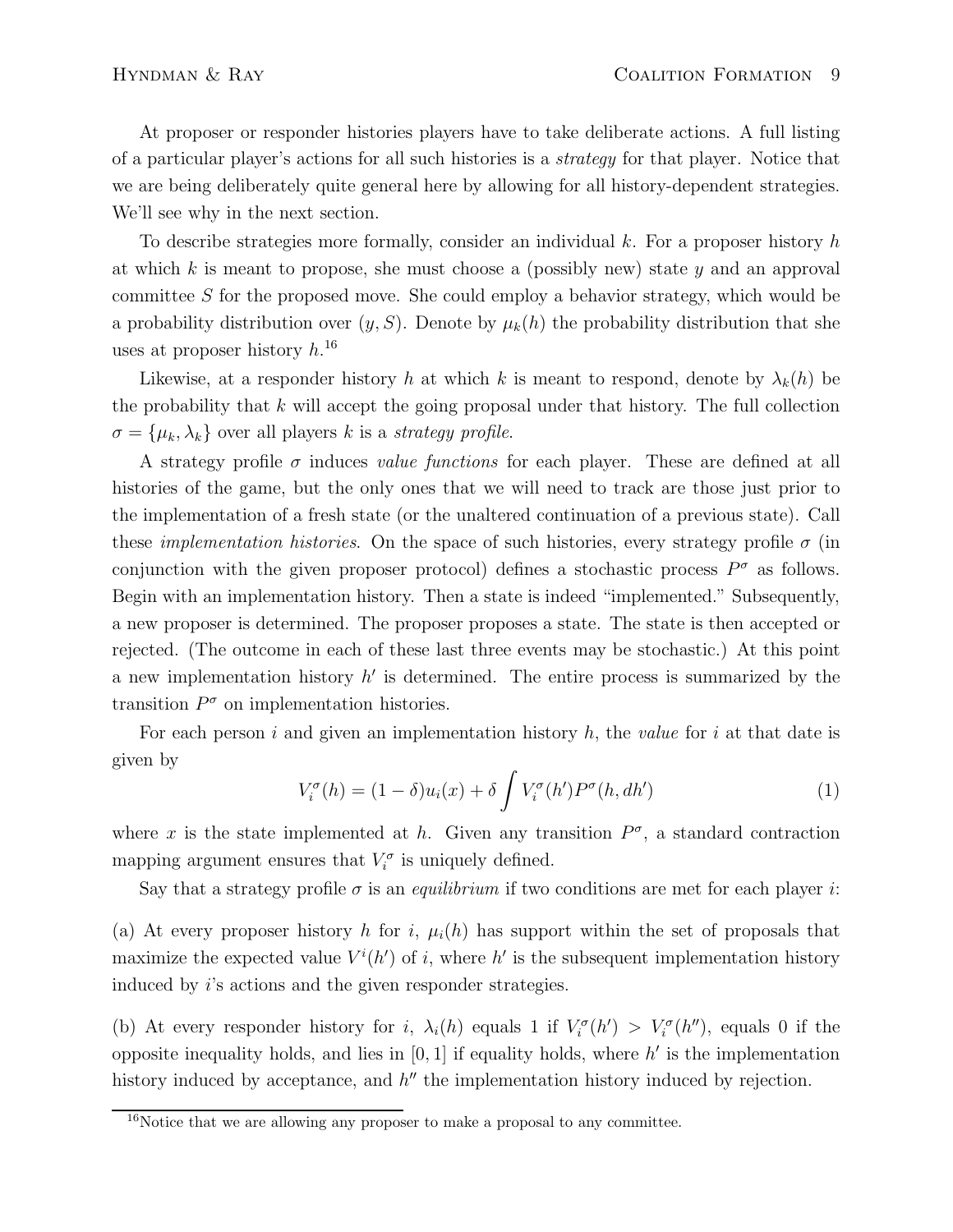At proposer or responder histories players have to take deliberate actions. A full listing of a particular player's actions for all such histories is a *strategy* for that player. Notice that we are being deliberately quite general here by allowing for all history-dependent strategies. We'll see why in the next section.

To describe strategies more formally, consider an individual $k$. For a proposer history $h$ at which $k$ is meant to propose, she must choose a (possibly new) state $y$ and an approval committee $S$ for the proposed move. She could employ a behavior strategy, which would be a probability distribution over $(y, S)$. Denote by $\mu_k(h)$ the probability distribution that she uses at proposer history $h$.[16]

Likewise, at a responder history $h$ at which $k$ is meant to respond, denote by $\lambda_k(h)$ be the probability that $k$ will accept the going proposal under that history. The full collection $\sigma = \{\mu_k, \lambda_k\}$ over all players $k$ is a *strategy profile*.

A strategy profile $\sigma$ induces *value functions* for each player. These are defined at all histories of the game, but the only ones that we will need to track are those just prior to the implementation of a fresh state (or the unaltered continuation of a previous state). Call these *implementation histories*. On the space of such histories, every strategy profile $\sigma$ (in conjunction with the given proposer protocol) defines a stochastic process $P^\sigma$ as follows. Begin with an implementation history. Then a state is indeed "implemented." Subsequently, a new proposer is determined. The proposer proposes a state. The state is then accepted or rejected. (The outcome in each of these last three events may be stochastic.) At this point a new implementation history $h'$ is determined. The entire process is summarized by the transition $P^\sigma$ on implementation histories.

For each person $i$ and given an implementation history $h$, the *value* for $i$ at that date is given by

$$V_i^\sigma(h) = (1-\delta)u_i(x) + \delta \int V_i^\sigma(h')P^\sigma(h, dh') \tag{1}$$

where $x$ is the state implemented at $h$. Given any transition $P^\sigma$, a standard contraction mapping argument ensures that $V_i^\sigma$ is uniquely defined.

Say that a strategy profile $\sigma$ is an *equilibrium* if two conditions are met for each player $i$:

(a) At every proposer history $h$ for $i$, $\mu_i(h)$ has support within the set of proposals that maximize the expected value $V^i(h')$ of $i$, where $h'$ is the subsequent implementation history induced by $i$'s actions and the given responder strategies.

(b) At every responder history for $i$, $\lambda_i(h)$ equals 1 if $V_i^\sigma(h') > V_i^\sigma(h'')$, equals 0 if the opposite inequality holds, and lies in $[0, 1]$ if equality holds, where $h'$ is the implementation history induced by acceptance, and $h''$ the implementation history induced by rejection.

[16] Notice that we are allowing any proposer to make a proposal to any committee.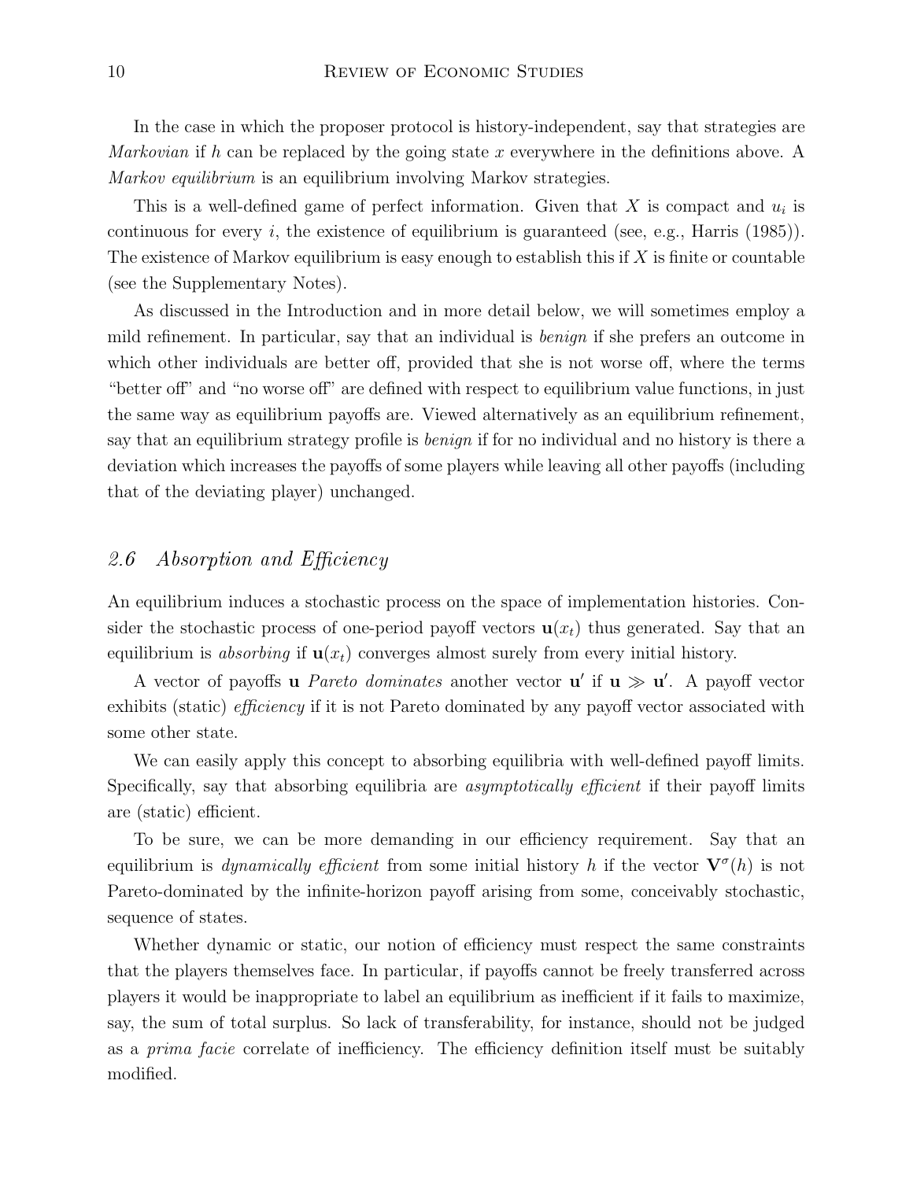In the case in which the proposer protocol is history-independent, say that strategies are *Markovian* if $h$ can be replaced by the going state $x$ everywhere in the definitions above. A *Markov equilibrium* is an equilibrium involving Markov strategies.

This is a well-defined game of perfect information. Given that $X$ is compact and $u_i$ is continuous for every $i$, the existence of equilibrium is guaranteed (see, e.g., Harris (1985)). The existence of Markov equilibrium is easy enough to establish this if $X$ is finite or countable (see the Supplementary Notes).

As discussed in the Introduction and in more detail below, we will sometimes employ a mild refinement. In particular, say that an individual is *benign* if she prefers an outcome in which other individuals are better off, provided that she is not worse off, where the terms "better off" and "no worse off" are defined with respect to equilibrium value functions, in just the same way as equilibrium payoffs are. Viewed alternatively as an equilibrium refinement, say that an equilibrium strategy profile is *benign* if for no individual and no history is there a deviation which increases the payoffs of some players while leaving all other payoffs (including that of the deviating player) unchanged.

## *2.6 Absorption and Efficiency*

An equilibrium induces a stochastic process on the space of implementation histories. Consider the stochastic process of one-period payoff vectors $\mathbf{u}(x_t)$ thus generated. Say that an equilibrium is *absorbing* if $\mathbf{u}(x_t)$ converges almost surely from every initial history.

A vector of payoffs $\mathbf{u}$ *Pareto dominates* another vector $\mathbf{u}'$ if $\mathbf{u} \gg \mathbf{u}'$. A payoff vector exhibits (static) *efficiency* if it is not Pareto dominated by any payoff vector associated with some other state.

We can easily apply this concept to absorbing equilibria with well-defined payoff limits. Specifically, say that absorbing equilibria are *asymptotically efficient* if their payoff limits are (static) efficient.

To be sure, we can be more demanding in our efficiency requirement. Say that an equilibrium is *dynamically efficient* from some initial history $h$ if the vector $\mathbf{V}^{\sigma}(h)$ is not Pareto-dominated by the infinite-horizon payoff arising from some, conceivably stochastic, sequence of states.

Whether dynamic or static, our notion of efficiency must respect the same constraints that the players themselves face. In particular, if payoffs cannot be freely transferred across players it would be inappropriate to label an equilibrium as inefficient if it fails to maximize, say, the sum of total surplus. So lack of transferability, for instance, should not be judged as a *prima facie* correlate of inefficiency. The efficiency definition itself must be suitably modified.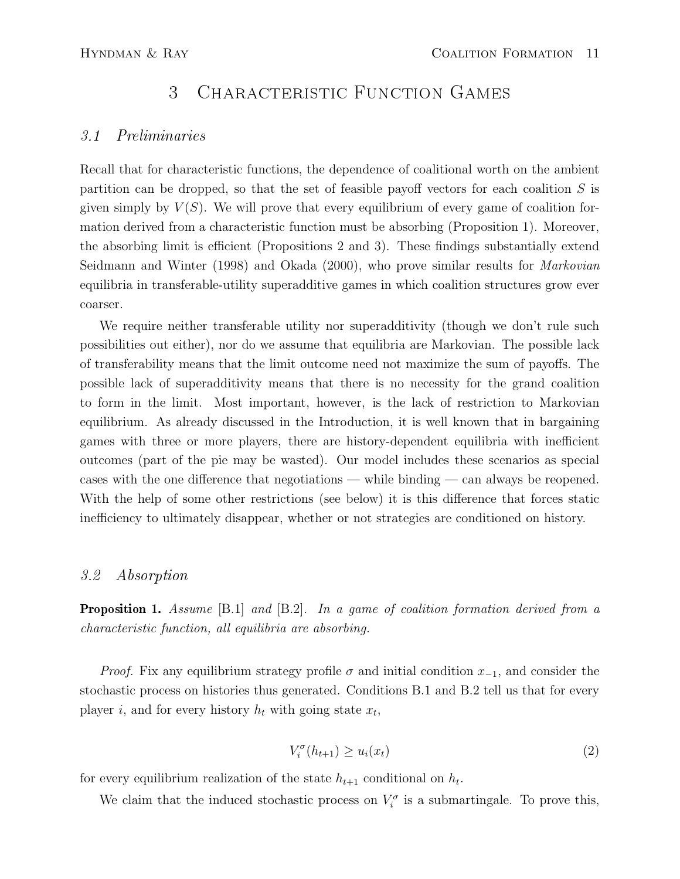# 3 Characteristic Function Games

### 3.1 Preliminaries

Recall that for characteristic functions, the dependence of coalitional worth on the ambient partition can be dropped, so that the set of feasible payoff vectors for each coalition $S$ is given simply by $V(S)$. We will prove that every equilibrium of every game of coalition formation derived from a characteristic function must be absorbing (Proposition 1). Moreover, the absorbing limit is efficient (Propositions 2 and 3). These findings substantially extend Seidmann and Winter (1998) and Okada (2000), who prove similar results for *Markovian* equilibria in transferable-utility superadditive games in which coalition structures grow ever coarser.

We require neither transferable utility nor superadditivity (though we don't rule such possibilities out either), nor do we assume that equilibria are Markovian. The possible lack of transferability means that the limit outcome need not maximize the sum of payoffs. The possible lack of superadditivity means that there is no necessity for the grand coalition to form in the limit. Most important, however, is the lack of restriction to Markovian equilibrium. As already discussed in the Introduction, it is well known that in bargaining games with three or more players, there are history-dependent equilibria with inefficient outcomes (part of the pie may be wasted). Our model includes these scenarios as special cases with the one difference that negotiations — while binding — can always be reopened. With the help of some other restrictions (see below) it is this difference that forces static inefficiency to ultimately disappear, whether or not strategies are conditioned on history.

### 3.2 Absorption

**Proposition 1.** *Assume* [B.1] *and* [B.2]*. In a game of coalition formation derived from a characteristic function, all equilibria are absorbing.*

*Proof.* Fix any equilibrium strategy profile $\sigma$ and initial condition $x_{-1}$, and consider the stochastic process on histories thus generated. Conditions B.1 and B.2 tell us that for every player $i$, and for every history $h_t$ with going state $x_t$,

$$V_i^\sigma(h_{t+1}) \geq u_i(x_t) \tag{2}$$

for every equilibrium realization of the state $h_{t+1}$ conditional on $h_t$.

We claim that the induced stochastic process on $V_i^\sigma$ is a submartingale. To prove this,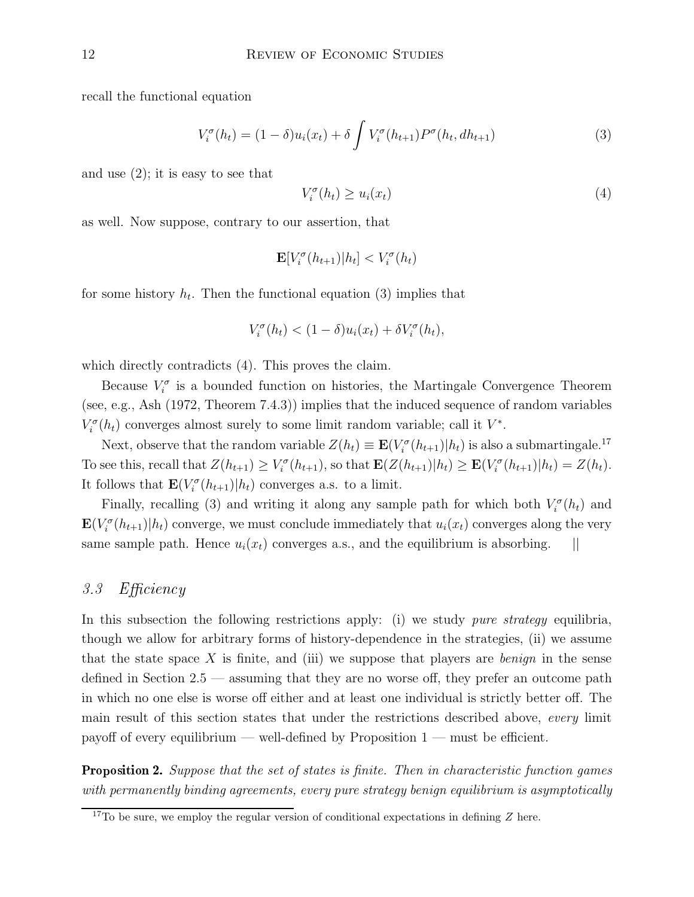recall the functional equation

$$V_i^\sigma(h_t) = (1-\delta)u_i(x_t) + \delta \int V_i^\sigma(h_{t+1})P^\sigma(h_t, dh_{t+1}) \tag{3}$$

and use (2); it is easy to see that

$$V_i^\sigma(h_t) \geq u_i(x_t) \tag{4}$$

as well. Now suppose, contrary to our assertion, that

$$\mathbf{E}[V_i^\sigma(h_{t+1})|h_t] < V_i^\sigma(h_t)$$

for some history $h_t$. Then the functional equation (3) implies that

$$V_i^\sigma(h_t) < (1-\delta)u_i(x_t) + \delta V_i^\sigma(h_t),$$

which directly contradicts (4). This proves the claim.

Because $V_i^\sigma$ is a bounded function on histories, the Martingale Convergence Theorem (see, e.g., Ash (1972, Theorem 7.4.3)) implies that the induced sequence of random variables $V_i^\sigma(h_t)$ converges almost surely to some limit random variable; call it $V^*$.

Next, observe that the random variable $Z(h_t) \equiv \mathbf{E}(V_i^\sigma(h_{t+1})|h_t)$ is also a submartingale.[17] To see this, recall that $Z(h_{t+1}) \geq V_i^\sigma(h_{t+1})$, so that $\mathbf{E}(Z(h_{t+1})|h_t) \geq \mathbf{E}(V_i^\sigma(h_{t+1})|h_t) = Z(h_t)$. It follows that $\mathbf{E}(V_i^\sigma(h_{t+1})|h_t)$ converges a.s. to a limit.

Finally, recalling (3) and writing it along any sample path for which both $V_i^\sigma(h_t)$ and $\mathbf{E}(V_i^\sigma(h_{t+1})|h_t)$ converge, we must conclude immediately that $u_i(x_t)$ converges along the very same sample path. Hence $u_i(x_t)$ converges a.s., and the equilibrium is absorbing. ||

### *3.3 Efficiency*

In this subsection the following restrictions apply: (i) we study *pure strategy* equilibria, though we allow for arbitrary forms of history-dependence in the strategies, (ii) we assume that the state space $X$ is finite, and (iii) we suppose that players are *benign* in the sense defined in Section 2.5 — assuming that they are no worse off, they prefer an outcome path in which no one else is worse off either and at least one individual is strictly better off. The main result of this section states that under the restrictions described above, *every* limit payoff of every equilibrium — well-defined by Proposition 1 — must be efficient.

**Proposition 2.** *Suppose that the set of states is finite. Then in characteristic function games with permanently binding agreements, every pure strategy benign equilibrium is asymptotically*

[17] To be sure, we employ the regular version of conditional expectations in defining $Z$ here.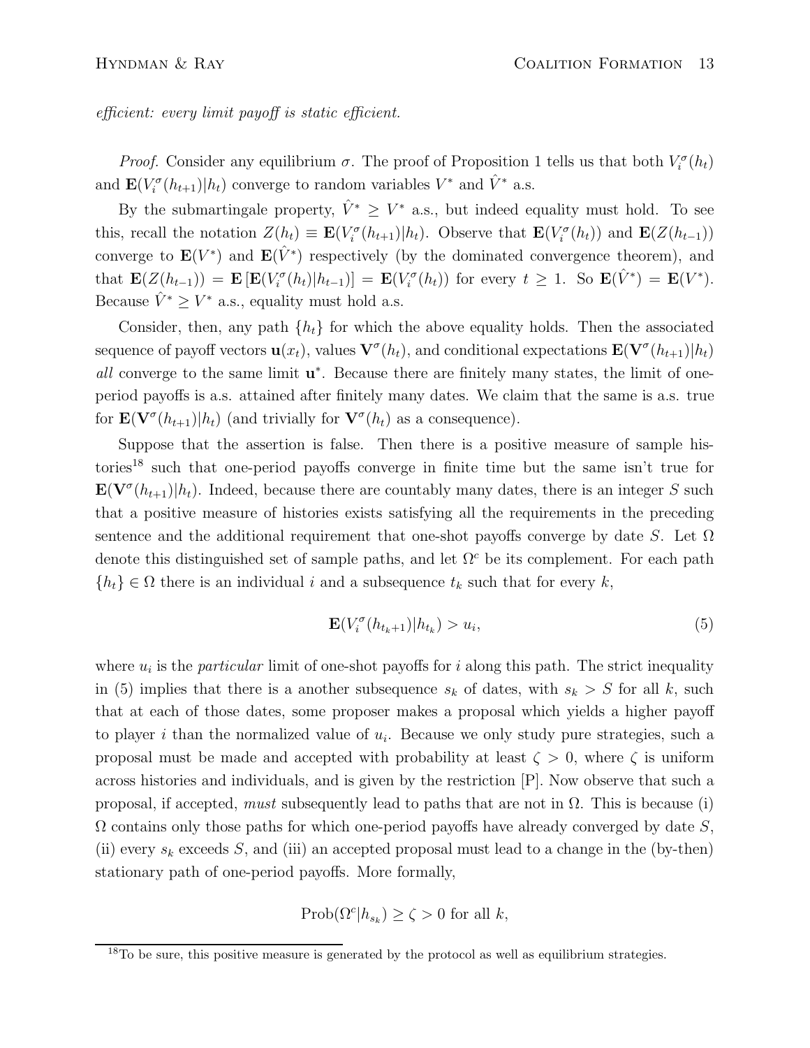*efficient: every limit payoff is static efficient.*

*Proof.* Consider any equilibrium $\sigma$. The proof of Proposition 1 tells us that both $V_i^\sigma(h_t)$ and $\mathbf{E}(V_i^\sigma(h_{t+1})|h_t)$ converge to random variables $V^*$ and $\hat{V}^*$ a.s.

By the submartingale property, $\hat{V}^* \geq V^*$ a.s., but indeed equality must hold. To see this, recall the notation $Z(h_t) \equiv \mathbf{E}(V_i^\sigma(h_{t+1})|h_t)$. Observe that $\mathbf{E}(V_i^\sigma(h_t))$ and $\mathbf{E}(Z(h_{t-1}))$ converge to $\mathbf{E}(V^*)$ and $\mathbf{E}(\hat{V}^*)$ respectively (by the dominated convergence theorem), and that $\mathbf{E}(Z(h_{t-1})) = \mathbf{E}\left[\mathbf{E}(V_i^\sigma(h_t)|h_{t-1})\right] = \mathbf{E}(V_i^\sigma(h_t))$ for every $t \geq 1$. So $\mathbf{E}(\hat{V}^*) = \mathbf{E}(V^*)$. Because $\hat{V}^* \geq V^*$ a.s., equality must hold a.s.

Consider, then, any path $\{h_t\}$ for which the above equality holds. Then the associated sequence of payoff vectors $\mathbf{u}(x_t)$, values $\mathbf{V}^\sigma(h_t)$, and conditional expectations $\mathbf{E}(\mathbf{V}^\sigma(h_{t+1})|h_t)$ *all* converge to the same limit $\mathbf{u}^*$. Because there are finitely many states, the limit of one-period payoffs is a.s. attained after finitely many dates. We claim that the same is a.s. true for $\mathbf{E}(\mathbf{V}^\sigma(h_{t+1})|h_t)$ (and trivially for $\mathbf{V}^\sigma(h_t)$ as a consequence).

Suppose that the assertion is false. Then there is a positive measure of sample histories[18] such that one-period payoffs converge in finite time but the same isn't true for $\mathbf{E}(\mathbf{V}^\sigma(h_{t+1})|h_t)$. Indeed, because there are countably many dates, there is an integer $S$ such that a positive measure of histories exists satisfying all the requirements in the preceding sentence and the additional requirement that one-shot payoffs converge by date $S$. Let $\Omega$ denote this distinguished set of sample paths, and let $\Omega^c$ be its complement. For each path $\{h_t\} \in \Omega$ there is an individual $i$ and a subsequence $t_k$ such that for every $k$,

$$\mathbf{E}(V_i^\sigma(h_{t_k+1})|h_{t_k}) > u_i, \tag{5}$$

where $u_i$ is the *particular* limit of one-shot payoffs for $i$ along this path. The strict inequality in (5) implies that there is a another subsequence $s_k$ of dates, with $s_k > S$ for all $k$, such that at each of those dates, some proposer makes a proposal which yields a higher payoff to player $i$ than the normalized value of $u_i$. Because we only study pure strategies, such a proposal must be made and accepted with probability at least $\zeta > 0$, where $\zeta$ is uniform across histories and individuals, and is given by the restriction [P]. Now observe that such a proposal, if accepted, *must* subsequently lead to paths that are not in $\Omega$. This is because (i) $\Omega$ contains only those paths for which one-period payoffs have already converged by date $S$, (ii) every $s_k$ exceeds $S$, and (iii) an accepted proposal must lead to a change in the (by-then) stationary path of one-period payoffs. More formally,

$$\text{Prob}(\Omega^c|h_{s_k}) \geq \zeta > 0 \text{ for all } k,$$

[18] To be sure, this positive measure is generated by the protocol as well as equilibrium strategies.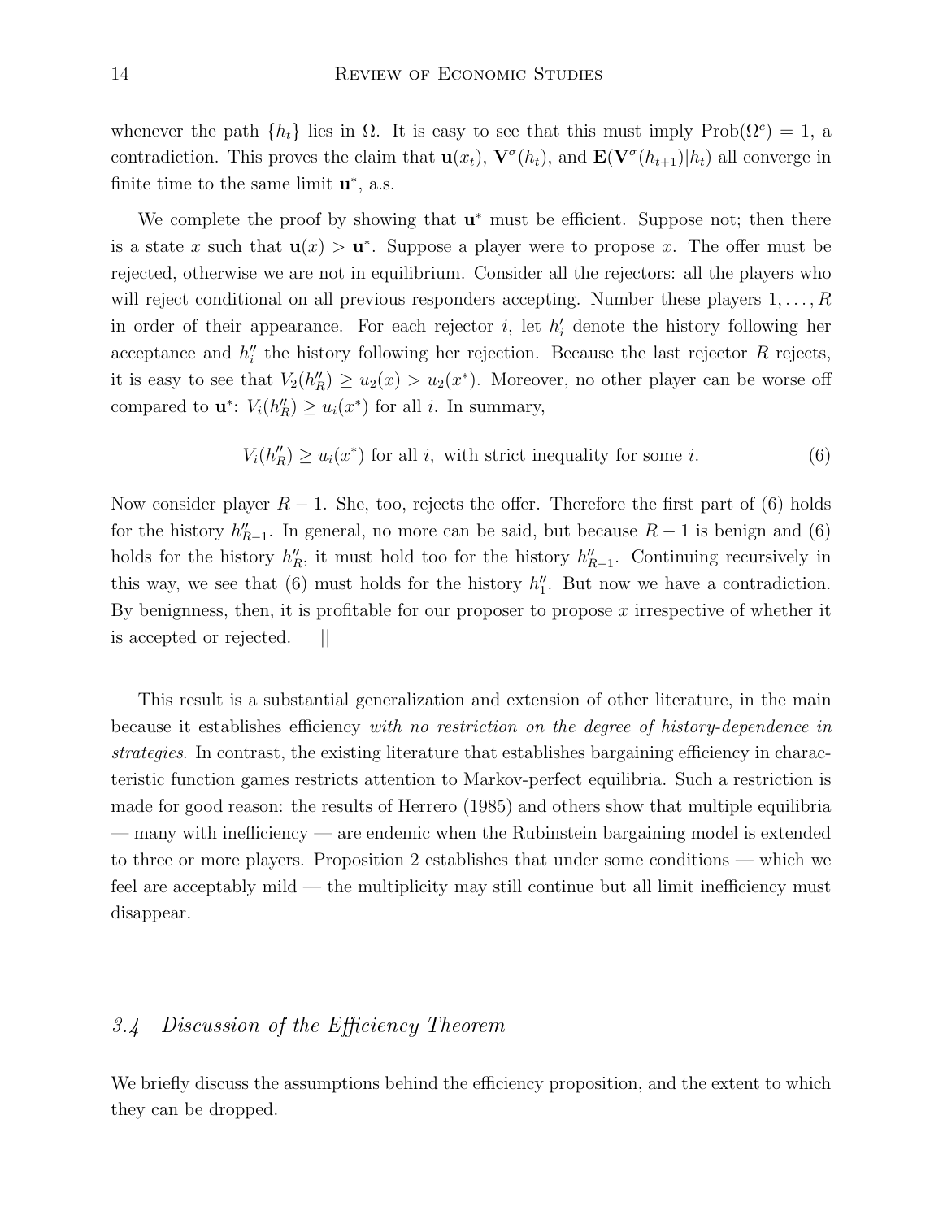whenever the path $\{h_t\}$ lies in $\Omega$. It is easy to see that this must imply $\text{Prob}(\Omega^c) = 1$, a contradiction. This proves the claim that $\mathbf{u}(x_t)$, $\mathbf{V}^\sigma(h_t)$, and $\mathbf{E}(\mathbf{V}^\sigma(h_{t+1})|h_t)$ all converge in finite time to the same limit $\mathbf{u}^*$, a.s.

We complete the proof by showing that $\mathbf{u}^*$ must be efficient. Suppose not; then there is a state $x$ such that $\mathbf{u}(x) > \mathbf{u}^*$. Suppose a player were to propose $x$. The offer must be rejected, otherwise we are not in equilibrium. Consider all the rejectors: all the players who will reject conditional on all previous responders accepting. Number these players $1, \ldots, R$ in order of their appearance. For each rejector $i$, let $h_i'$ denote the history following her acceptance and $h_i''$ the history following her rejection. Because the last rejector $R$ rejects, it is easy to see that $V_2(h_R'') \geq u_2(x) > u_2(x^*)$. Moreover, no other player can be worse off compared to $\mathbf{u}^*$: $V_i(h_R'') \geq u_i(x^*)$ for all $i$. In summary,

$$V_i(h_R'') \geq u_i(x^*) \text{ for all } i, \text{ with strict inequality for some } i. \tag{6}$$

Now consider player $R-1$. She, too, rejects the offer. Therefore the first part of (6) holds for the history $h_{R-1}''$. In general, no more can be said, but because $R-1$ is benign and (6) holds for the history $h_R''$, it must hold too for the history $h_{R-1}''$. Continuing recursively in this way, we see that (6) must holds for the history $h_1''$. But now we have a contradiction. By benignness, then, it is profitable for our proposer to propose $x$ irrespective of whether it is accepted or rejected. ||

This result is a substantial generalization and extension of other literature, in the main because it establishes efficiency *with no restriction on the degree of history-dependence in strategies*. In contrast, the existing literature that establishes bargaining efficiency in characteristic function games restricts attention to Markov-perfect equilibria. Such a restriction is made for good reason: the results of Herrero (1985) and others show that multiple equilibria — many with inefficiency — are endemic when the Rubinstein bargaining model is extended to three or more players. Proposition 2 establishes that under some conditions — which we feel are acceptably mild — the multiplicity may still continue but all limit inefficiency must disappear.

### *3.4 Discussion of the Efficiency Theorem*

We briefly discuss the assumptions behind the efficiency proposition, and the extent to which they can be dropped.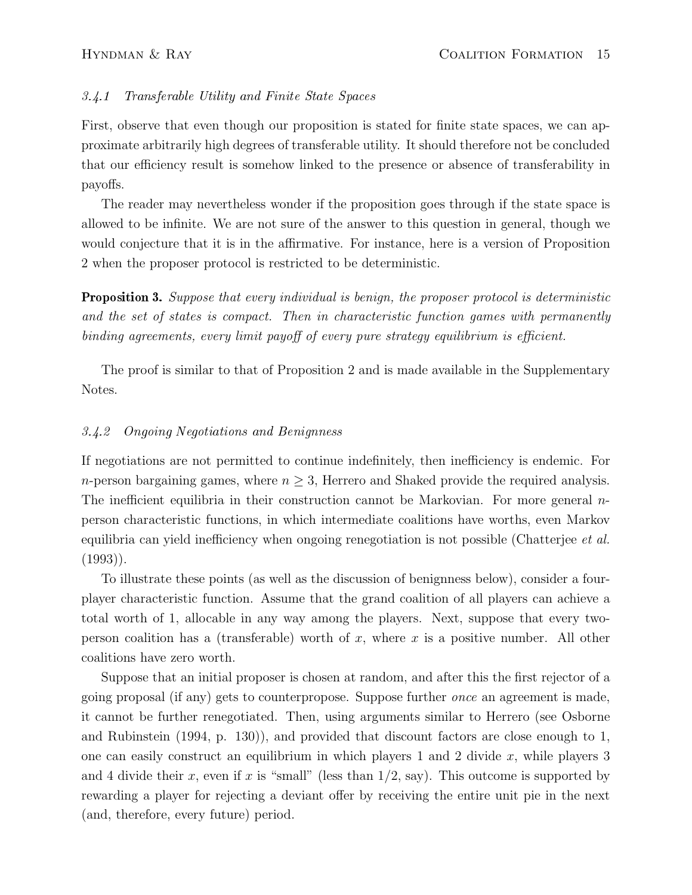#### 3.4.1 *Transferable Utility and Finite State Spaces*

First, observe that even though our proposition is stated for finite state spaces, we can approximate arbitrarily high degrees of transferable utility. It should therefore not be concluded that our efficiency result is somehow linked to the presence or absence of transferability in payoffs.

The reader may nevertheless wonder if the proposition goes through if the state space is allowed to be infinite. We are not sure of the answer to this question in general, though we would conjecture that it is in the affirmative. For instance, here is a version of Proposition 2 when the proposer protocol is restricted to be deterministic.

**Proposition 3.** *Suppose that every individual is benign, the proposer protocol is deterministic and the set of states is compact. Then in characteristic function games with permanently binding agreements, every limit payoff of every pure strategy equilibrium is efficient.*

The proof is similar to that of Proposition 2 and is made available in the Supplementary Notes.

#### 3.4.2 *Ongoing Negotiations and Benignness*

If negotiations are not permitted to continue indefinitely, then inefficiency is endemic. For $n$-person bargaining games, where $n \geq 3$, Herrero and Shaked provide the required analysis. The inefficient equilibria in their construction cannot be Markovian. For more general $n$-person characteristic functions, in which intermediate coalitions have worths, even Markov equilibria can yield inefficiency when ongoing renegotiation is not possible (Chatterjee *et al.* (1993)).

To illustrate these points (as well as the discussion of benignness below), consider a four-player characteristic function. Assume that the grand coalition of all players can achieve a total worth of 1, allocable in any way among the players. Next, suppose that every two-person coalition has a (transferable) worth of $x$, where $x$ is a positive number. All other coalitions have zero worth.

Suppose that an initial proposer is chosen at random, and after this the first rejector of a going proposal (if any) gets to counterpropose. Suppose further *once* an agreement is made, it cannot be further renegotiated. Then, using arguments similar to Herrero (see Osborne and Rubinstein (1994, p. 130)), and provided that discount factors are close enough to 1, one can easily construct an equilibrium in which players 1 and 2 divide $x$, while players 3 and 4 divide their $x$, even if $x$ is "small" (less than $1/2$, say). This outcome is supported by rewarding a player for rejecting a deviant offer by receiving the entire unit pie in the next (and, therefore, every future) period.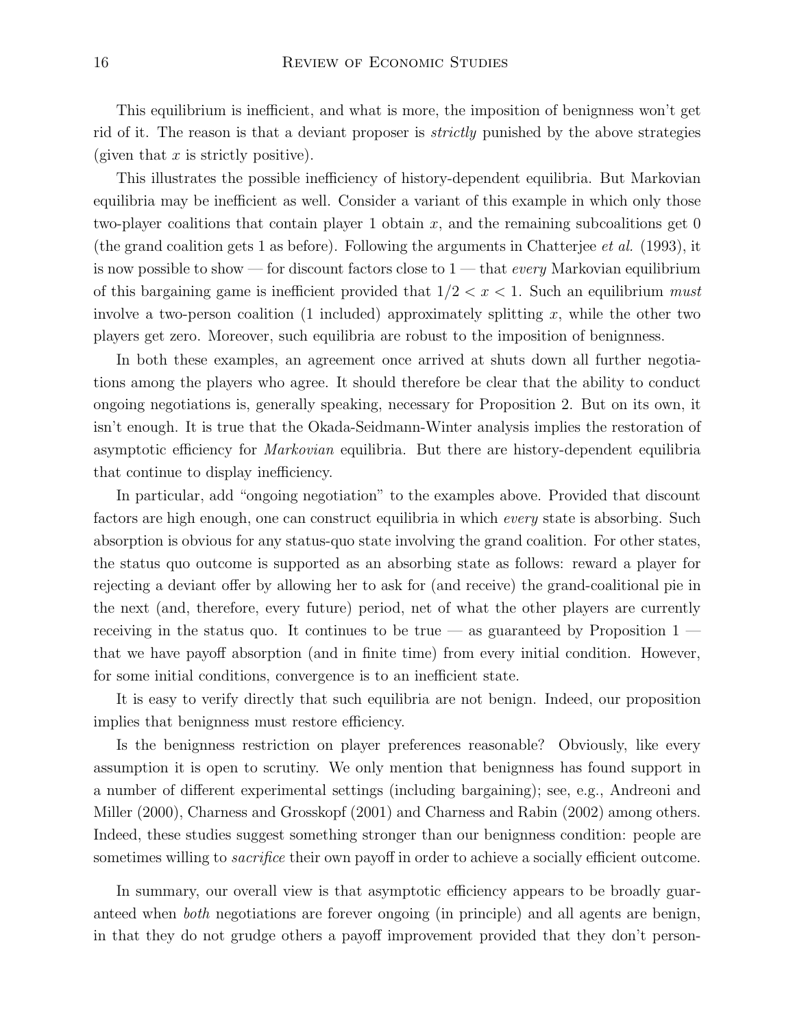This equilibrium is inefficient, and what is more, the imposition of benignness won't get rid of it. The reason is that a deviant proposer is *strictly* punished by the above strategies (given that $x$ is strictly positive).

This illustrates the possible inefficiency of history-dependent equilibria. But Markovian equilibria may be inefficient as well. Consider a variant of this example in which only those two-player coalitions that contain player 1 obtain $x$, and the remaining subcoalitions get 0 (the grand coalition gets 1 as before). Following the arguments in Chatterjee *et al.* (1993), it is now possible to show — for discount factors close to 1 — that *every* Markovian equilibrium of this bargaining game is inefficient provided that $1/2 < x < 1$. Such an equilibrium *must* involve a two-person coalition (1 included) approximately splitting $x$, while the other two players get zero. Moreover, such equilibria are robust to the imposition of benignness.

In both these examples, an agreement once arrived at shuts down all further negotiations among the players who agree. It should therefore be clear that the ability to conduct ongoing negotiations is, generally speaking, necessary for Proposition 2. But on its own, it isn't enough. It is true that the Okada-Seidmann-Winter analysis implies the restoration of asymptotic efficiency for *Markovian* equilibria. But there are history-dependent equilibria that continue to display inefficiency.

In particular, add "ongoing negotiation" to the examples above. Provided that discount factors are high enough, one can construct equilibria in which *every* state is absorbing. Such absorption is obvious for any status-quo state involving the grand coalition. For other states, the status quo outcome is supported as an absorbing state as follows: reward a player for rejecting a deviant offer by allowing her to ask for (and receive) the grand-coalitional pie in the next (and, therefore, every future) period, net of what the other players are currently receiving in the status quo. It continues to be true — as guaranteed by Proposition 1 — that we have payoff absorption (and in finite time) from every initial condition. However, for some initial conditions, convergence is to an inefficient state.

It is easy to verify directly that such equilibria are not benign. Indeed, our proposition implies that benignness must restore efficiency.

Is the benignness restriction on player preferences reasonable? Obviously, like every assumption it is open to scrutiny. We only mention that benignness has found support in a number of different experimental settings (including bargaining); see, e.g., Andreoni and Miller (2000), Charness and Grosskopf (2001) and Charness and Rabin (2002) among others. Indeed, these studies suggest something stronger than our benignness condition: people are sometimes willing to *sacrifice* their own payoff in order to achieve a socially efficient outcome.

In summary, our overall view is that asymptotic efficiency appears to be broadly guaranteed when *both* negotiations are forever ongoing (in principle) and all agents are benign, in that they do not grudge others a payoff improvement provided that they don't person-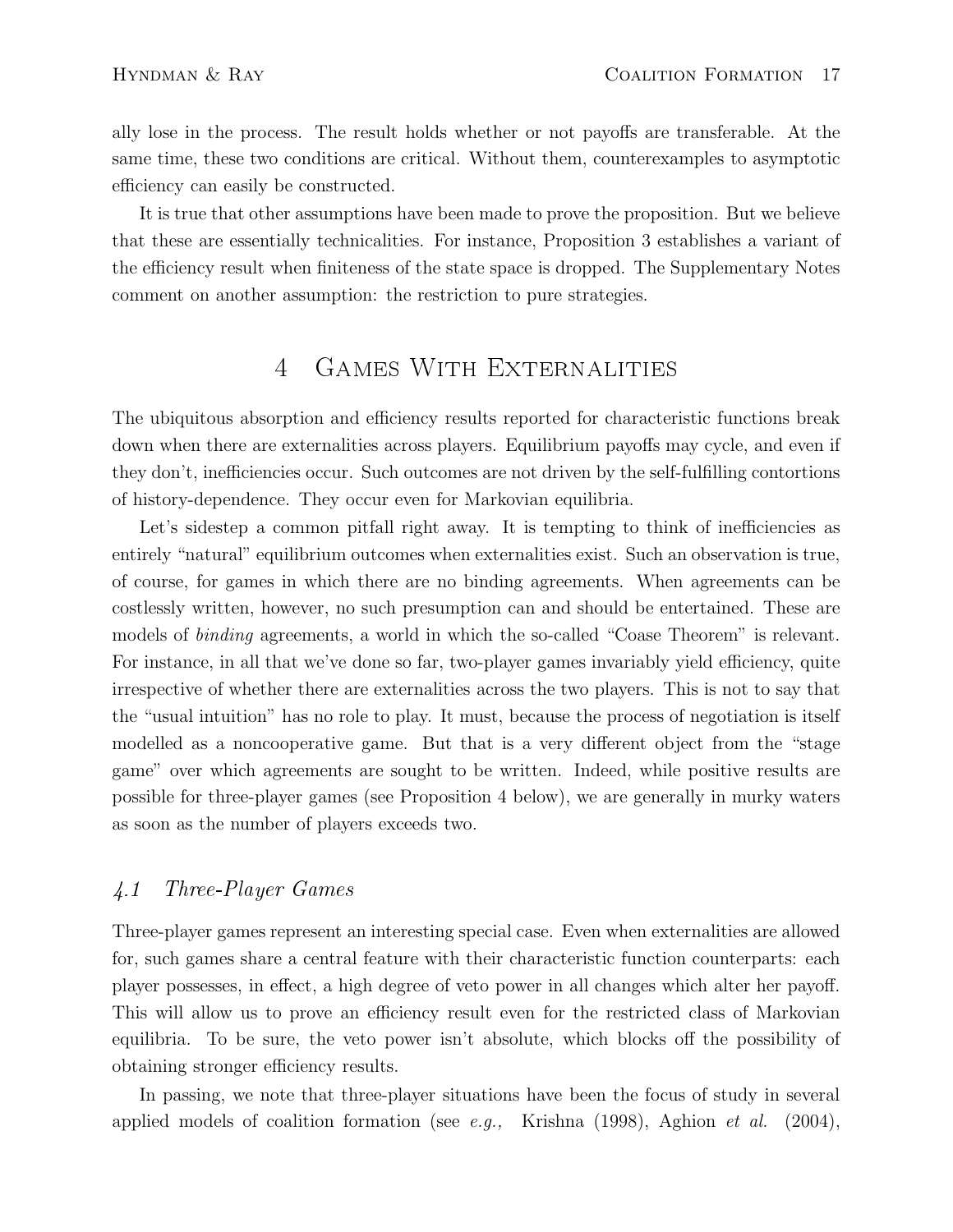ally lose in the process. The result holds whether or not payoffs are transferable. At the same time, these two conditions are critical. Without them, counterexamples to asymptotic efficiency can easily be constructed.

It is true that other assumptions have been made to prove the proposition. But we believe that these are essentially technicalities. For instance, Proposition 3 establishes a variant of the efficiency result when finiteness of the state space is dropped. The Supplementary Notes comment on another assumption: the restriction to pure strategies.

# 4 Games With Externalities

The ubiquitous absorption and efficiency results reported for characteristic functions break down when there are externalities across players. Equilibrium payoffs may cycle, and even if they don't, inefficiencies occur. Such outcomes are not driven by the self-fulfilling contortions of history-dependence. They occur even for Markovian equilibria.

Let's sidestep a common pitfall right away. It is tempting to think of inefficiencies as entirely "natural" equilibrium outcomes when externalities exist. Such an observation is true, of course, for games in which there are no binding agreements. When agreements can be costlessly written, however, no such presumption can and should be entertained. These are models of *binding* agreements, a world in which the so-called "Coase Theorem" is relevant. For instance, in all that we've done so far, two-player games invariably yield efficiency, quite irrespective of whether there are externalities across the two players. This is not to say that the "usual intuition" has no role to play. It must, because the process of negotiation is itself modelled as a noncooperative game. But that is a very different object from the "stage game" over which agreements are sought to be written. Indeed, while positive results are possible for three-player games (see Proposition 4 below), we are generally in murky waters as soon as the number of players exceeds two.

## *4.1 Three-Player Games*

Three-player games represent an interesting special case. Even when externalities are allowed for, such games share a central feature with their characteristic function counterparts: each player possesses, in effect, a high degree of veto power in all changes which alter her payoff. This will allow us to prove an efficiency result even for the restricted class of Markovian equilibria. To be sure, the veto power isn't absolute, which blocks off the possibility of obtaining stronger efficiency results.

In passing, we note that three-player situations have been the focus of study in several applied models of coalition formation (see *e.g.,* Krishna (1998), Aghion *et al.* (2004),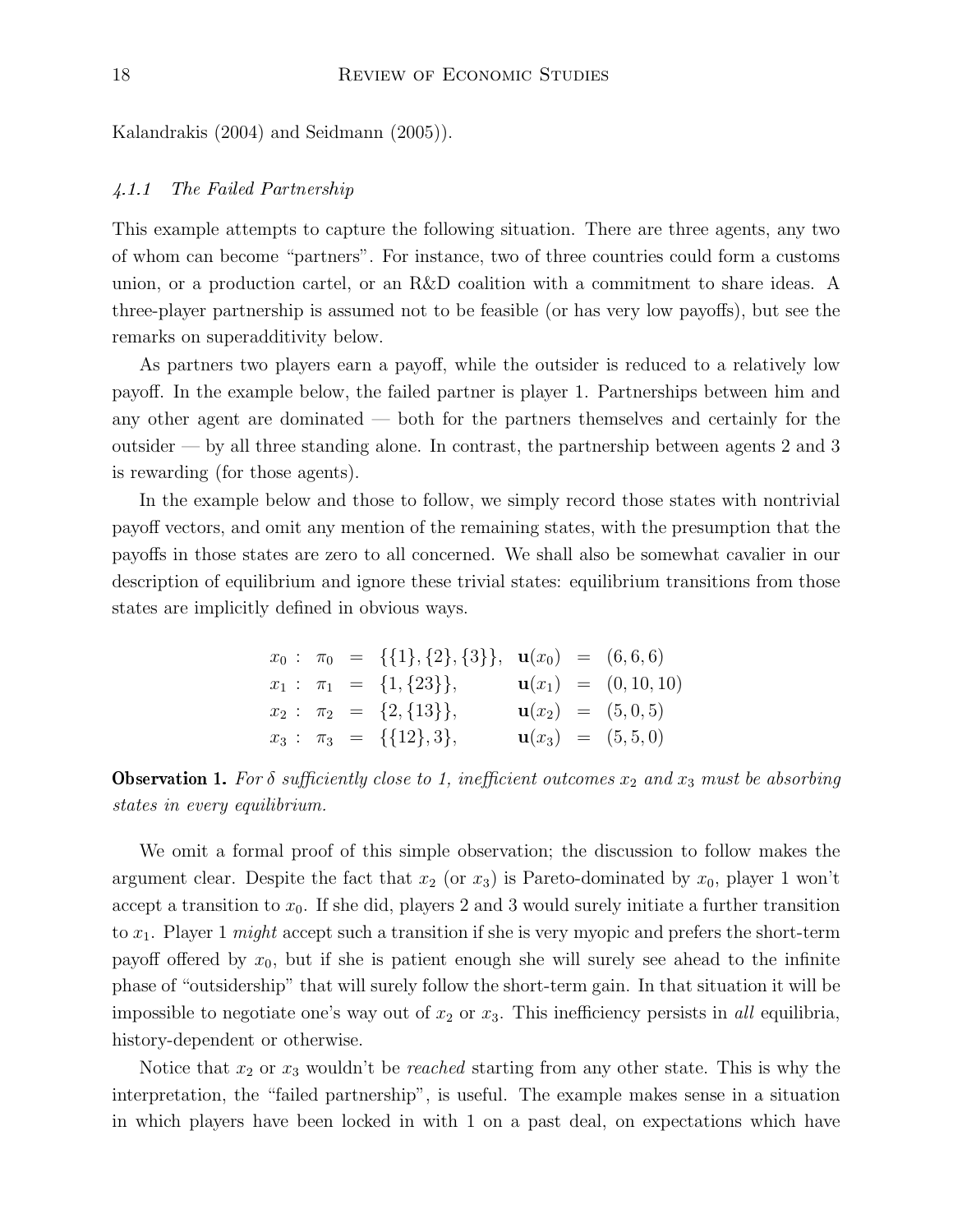Kalandrakis (2004) and Seidmann (2005)).

#### *4.1.1 The Failed Partnership*

This example attempts to capture the following situation. There are three agents, any two of whom can become "partners". For instance, two of three countries could form a customs union, or a production cartel, or an R&D coalition with a commitment to share ideas. A three-player partnership is assumed not to be feasible (or has very low payoffs), but see the remarks on superadditivity below.

As partners two players earn a payoff, while the outsider is reduced to a relatively low payoff. In the example below, the failed partner is player 1. Partnerships between him and any other agent are dominated — both for the partners themselves and certainly for the outsider — by all three standing alone. In contrast, the partnership between agents 2 and 3 is rewarding (for those agents).

In the example below and those to follow, we simply record those states with nontrivial payoff vectors, and omit any mention of the remaining states, with the presumption that the payoffs in those states are zero to all concerned. We shall also be somewhat cavalier in our description of equilibrium and ignore these trivial states: equilibrium transitions from those states are implicitly defined in obvious ways.

$$
\begin{array}{lllll}
x_0: & \pi_0 = \{\{1\},\{2\},\{3\}\}, & \mathbf{u}(x_0) & = & (6,6,6) \\
x_1: & \pi_1 = \{1,\{23\}\}, & \mathbf{u}(x_1) & = & (0,10,10) \\
x_2: & \pi_2 = \{2,\{13\}\}, & \mathbf{u}(x_2) & = & (5,0,5) \\
x_3: & \pi_3 = \{\{12\},3\}, & \mathbf{u}(x_3) & = & (5,5,0)
\end{array}
$$

**Observation 1.** *For $\delta$ sufficiently close to 1, inefficient outcomes $x_2$ and $x_3$ must be absorbing states in every equilibrium.*

We omit a formal proof of this simple observation; the discussion to follow makes the argument clear. Despite the fact that $x_2$ (or $x_3$) is Pareto-dominated by $x_0$, player 1 won't accept a transition to $x_0$. If she did, players 2 and 3 would surely initiate a further transition to $x_1$. Player 1 *might* accept such a transition if she is very myopic and prefers the short-term payoff offered by $x_0$, but if she is patient enough she will surely see ahead to the infinite phase of "outsidership" that will surely follow the short-term gain. In that situation it will be impossible to negotiate one's way out of $x_2$ or $x_3$. This inefficiency persists in *all* equilibria, history-dependent or otherwise.

Notice that $x_2$ or $x_3$ wouldn't be *reached* starting from any other state. This is why the interpretation, the "failed partnership", is useful. The example makes sense in a situation in which players have been locked in with 1 on a past deal, on expectations which have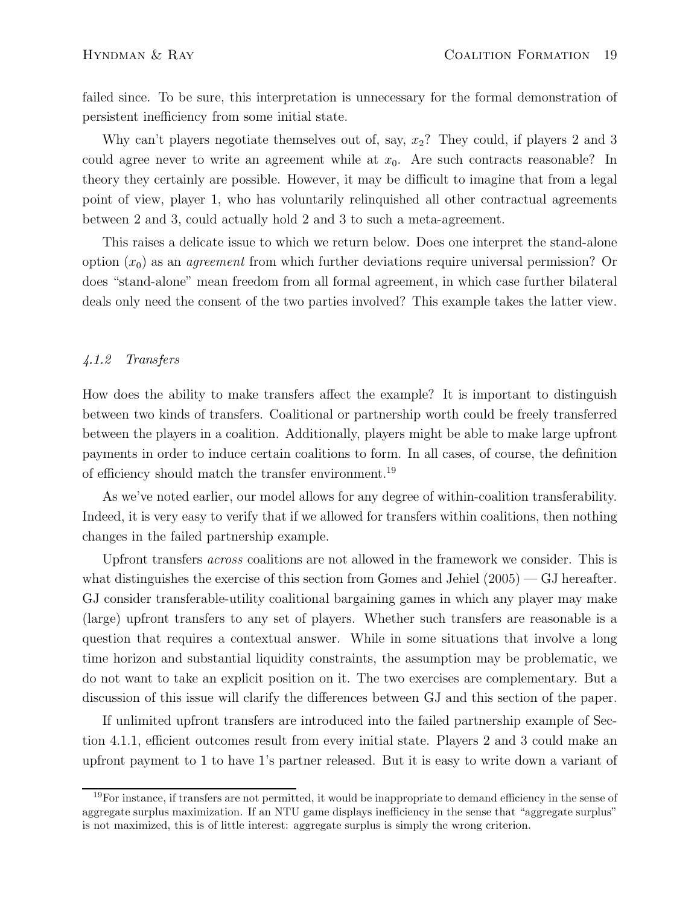failed since. To be sure, this interpretation is unnecessary for the formal demonstration of persistent inefficiency from some initial state.

Why can't players negotiate themselves out of, say, $x_2$? They could, if players 2 and 3 could agree never to write an agreement while at $x_0$. Are such contracts reasonable? In theory they certainly are possible. However, it may be difficult to imagine that from a legal point of view, player 1, who has voluntarily relinquished all other contractual agreements between 2 and 3, could actually hold 2 and 3 to such a meta-agreement.

This raises a delicate issue to which we return below. Does one interpret the stand-alone option ($x_0$) as an *agreement* from which further deviations require universal permission? Or does "stand-alone" mean freedom from all formal agreement, in which case further bilateral deals only need the consent of the two parties involved? This example takes the latter view.

#### *4.1.2 Transfers*

How does the ability to make transfers affect the example? It is important to distinguish between two kinds of transfers. Coalitional or partnership worth could be freely transferred between the players in a coalition. Additionally, players might be able to make large upfront payments in order to induce certain coalitions to form. In all cases, of course, the definition of efficiency should match the transfer environment.[19]

As we've noted earlier, our model allows for any degree of within-coalition transferability. Indeed, it is very easy to verify that if we allowed for transfers within coalitions, then nothing changes in the failed partnership example.

Upfront transfers *across* coalitions are not allowed in the framework we consider. This is what distinguishes the exercise of this section from Gomes and Jehiel (2005) — GJ hereafter. GJ consider transferable-utility coalitional bargaining games in which any player may make (large) upfront transfers to any set of players. Whether such transfers are reasonable is a question that requires a contextual answer. While in some situations that involve a long time horizon and substantial liquidity constraints, the assumption may be problematic, we do not want to take an explicit position on it. The two exercises are complementary. But a discussion of this issue will clarify the differences between GJ and this section of the paper.

If unlimited upfront transfers are introduced into the failed partnership example of Section 4.1.1, efficient outcomes result from every initial state. Players 2 and 3 could make an upfront payment to 1 to have 1's partner released. But it is easy to write down a variant of

[19] For instance, if transfers are not permitted, it would be inappropriate to demand efficiency in the sense of aggregate surplus maximization. If an NTU game displays inefficiency in the sense that "aggregate surplus" is not maximized, this is of little interest: aggregate surplus is simply the wrong criterion.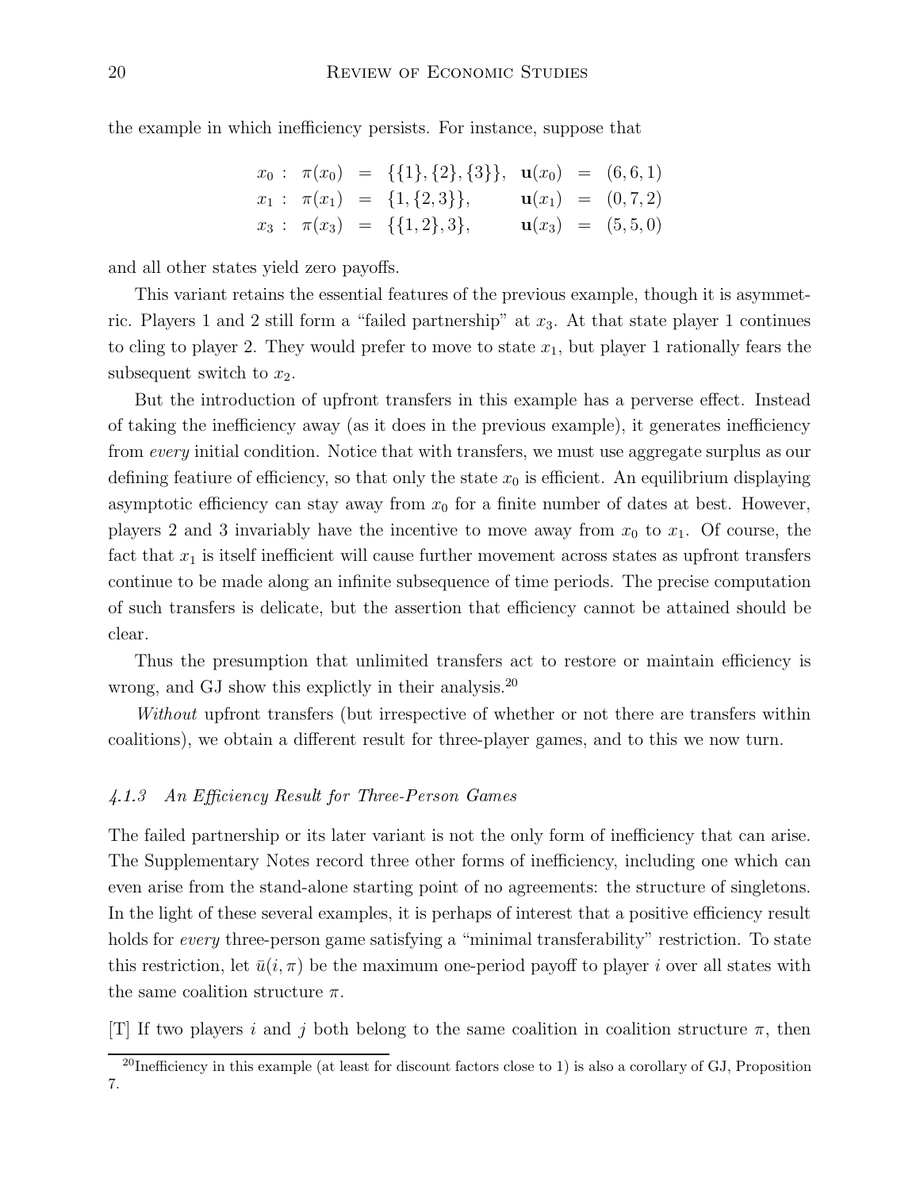the example in which inefficiency persists. For instance, suppose that

$$
\begin{array}{lllll}
x_0: & \pi(x_0) & = & \{\{1\},\{2\},\{3\}\}, & \mathbf{u}(x_0) = (6,6,1) \\
x_1: & \pi(x_1) & = & \{1,\{2,3\}\}, & \mathbf{u}(x_1) = (0,7,2) \\
x_3: & \pi(x_3) & = & \{\{1,2\},3\}, & \mathbf{u}(x_3) = (5,5,0)
\end{array}
$$

and all other states yield zero payoffs.

This variant retains the essential features of the previous example, though it is asymmetric. Players 1 and 2 still form a "failed partnership" at $x_3$. At that state player 1 continues to cling to player 2. They would prefer to move to state $x_1$, but player 1 rationally fears the subsequent switch to $x_2$.

But the introduction of upfront transfers in this example has a perverse effect. Instead of taking the inefficiency away (as it does in the previous example), it generates inefficiency from *every* initial condition. Notice that with transfers, we must use aggregate surplus as our defining featiure of efficiency, so that only the state $x_0$ is efficient. An equilibrium displaying asymptotic efficiency can stay away from $x_0$ for a finite number of dates at best. However, players 2 and 3 invariably have the incentive to move away from $x_0$ to $x_1$. Of course, the fact that $x_1$ is itself inefficient will cause further movement across states as upfront transfers continue to be made along an infinite subsequence of time periods. The precise computation of such transfers is delicate, but the assertion that efficiency cannot be attained should be clear.

Thus the presumption that unlimited transfers act to restore or maintain efficiency is wrong, and GJ show this explictly in their analysis.[20]

*Without* upfront transfers (but irrespective of whether or not there are transfers within coalitions), we obtain a different result for three-player games, and to this we now turn.

### *4.1.3 An Efficiency Result for Three-Person Games*

The failed partnership or its later variant is not the only form of inefficiency that can arise. The Supplementary Notes record three other forms of inefficiency, including one which can even arise from the stand-alone starting point of no agreements: the structure of singletons. In the light of these several examples, it is perhaps of interest that a positive efficiency result holds for *every* three-person game satisfying a "minimal transferability" restriction. To state this restriction, let $\bar{u}(i,\pi)$ be the maximum one-period payoff to player $i$ over all states with the same coalition structure $\pi$.

[T] If two players $i$ and $j$ both belong to the same coalition in coalition structure $\pi$, then

[20] Inefficiency in this example (at least for discount factors close to 1) is also a corollary of GJ, Proposition 7.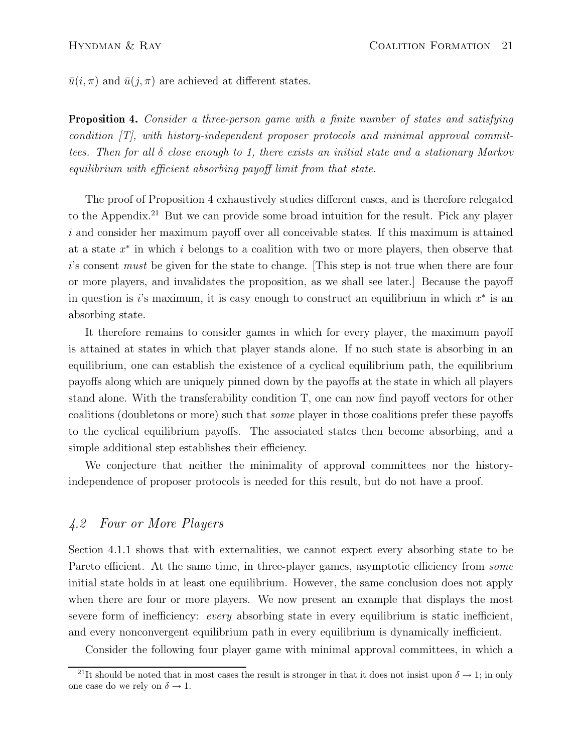$\bar{u}(i,\pi)$ and $\bar{u}(j,\pi)$ are achieved at different states.

**Proposition 4.** *Consider a three-person game with a finite number of states and satisfying condition [T], with history-independent proposer protocols and minimal approval committees. Then for all $\delta$ close enough to 1, there exists an initial state and a stationary Markov equilibrium with efficient absorbing payoff limit from that state.*

The proof of Proposition 4 exhaustively studies different cases, and is therefore relegated to the Appendix.[21] But we can provide some broad intuition for the result. Pick any player $i$ and consider her maximum payoff over all conceivable states. If this maximum is attained at a state $x^*$ in which $i$ belongs to a coalition with two or more players, then observe that $i$'s consent *must* be given for the state to change. [This step is not true when there are four or more players, and invalidates the proposition, as we shall see later.] Because the payoff in question is $i$'s maximum, it is easy enough to construct an equilibrium in which $x^*$ is an absorbing state.

It therefore remains to consider games in which for every player, the maximum payoff is attained at states in which that player stands alone. If no such state is absorbing in an equilibrium, one can establish the existence of a cyclical equilibrium path, the equilibrium payoffs along which are uniquely pinned down by the payoffs at the state in which all players stand alone. With the transferability condition T, one can now find payoff vectors for other coalitions (doubletons or more) such that *some* player in those coalitions prefer these payoffs to the cyclical equilibrium payoffs. The associated states then become absorbing, and a simple additional step establishes their efficiency.

We conjecture that neither the minimality of approval committees nor the history-independence of proposer protocols is needed for this result, but do not have a proof.

## *4.2 Four or More Players*

Section 4.1.1 shows that with externalities, we cannot expect every absorbing state to be Pareto efficient. At the same time, in three-player games, asymptotic efficiency from *some* initial state holds in at least one equilibrium. However, the same conclusion does not apply when there are four or more players. We now present an example that displays the most severe form of inefficiency: *every* absorbing state in every equilibrium is static inefficient, and every nonconvergent equilibrium path in every equilibrium is dynamically inefficient.

Consider the following four player game with minimal approval committees, in which a

[21] It should be noted that in most cases the result is stronger in that it does not insist upon $\delta \to 1$; in only one case do we rely on $\delta \to 1$.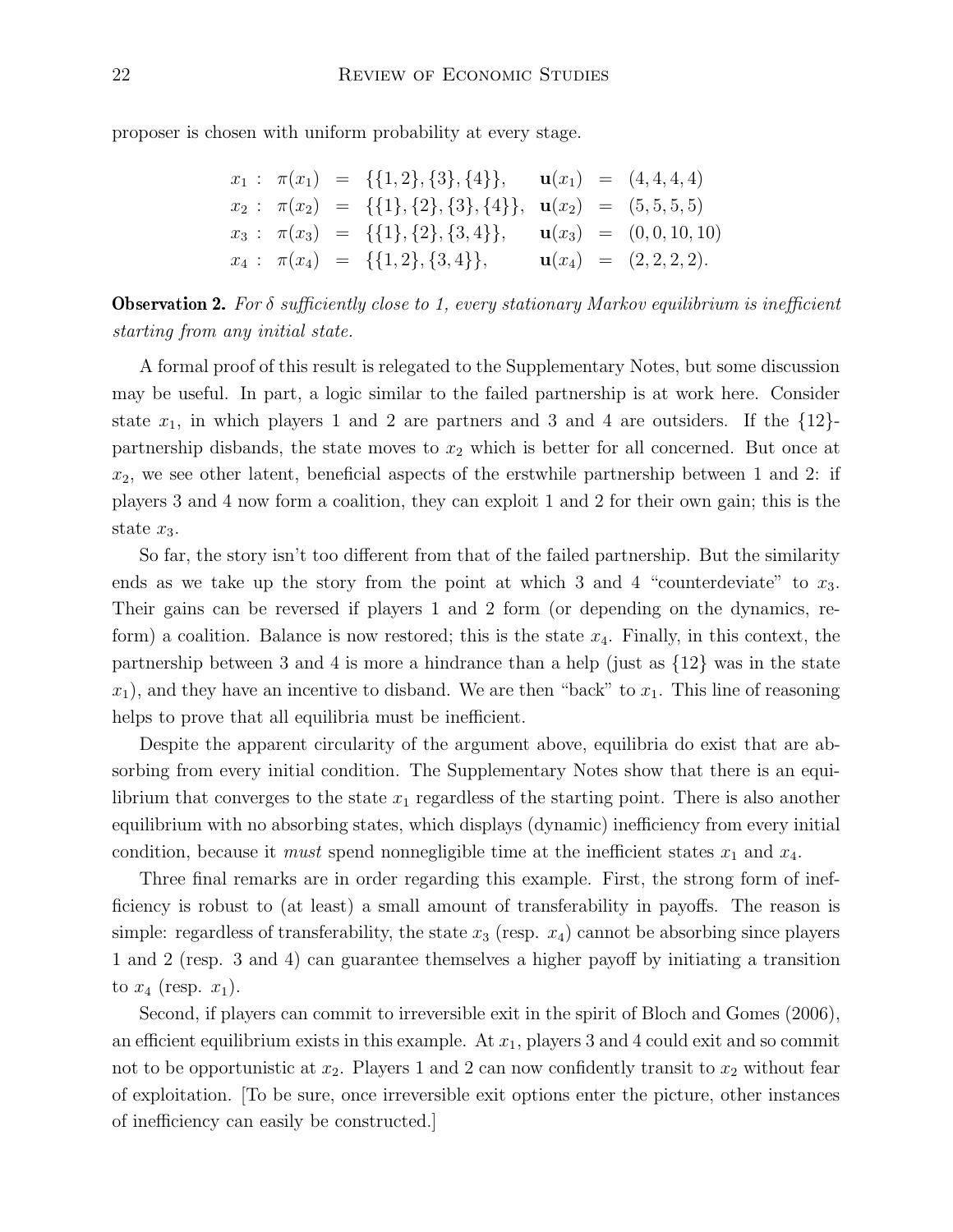proposer is chosen with uniform probability at every stage.

$$
\begin{aligned}
x_1 &: \pi(x_1) = \{\{1,2\},\{3\},\{4\}\}, & \mathbf{u}(x_1) &= (4,4,4,4) \\
x_2 &: \pi(x_2) = \{\{1\},\{2\},\{3\},\{4\}\}, & \mathbf{u}(x_2) &= (5,5,5,5) \\
x_3 &: \pi(x_3) = \{\{1\},\{2\},\{3,4\}\}, & \mathbf{u}(x_3) &= (0,0,10,10) \\
x_4 &: \pi(x_4) = \{\{1,2\},\{3,4\}\}, & \mathbf{u}(x_4) &= (2,2,2,2).
\end{aligned}
$$

**Observation 2.** *For $\delta$ sufficiently close to 1, every stationary Markov equilibrium is inefficient starting from any initial state.*

A formal proof of this result is relegated to the Supplementary Notes, but some discussion may be useful. In part, a logic similar to the failed partnership is at work here. Consider state $x_1$, in which players 1 and 2 are partners and 3 and 4 are outsiders. If the $\{12\}$-partnership disbands, the state moves to $x_2$ which is better for all concerned. But once at $x_2$, we see other latent, beneficial aspects of the erstwhile partnership between 1 and 2: if players 3 and 4 now form a coalition, they can exploit 1 and 2 for their own gain; this is the state $x_3$.

So far, the story isn't too different from that of the failed partnership. But the similarity ends as we take up the story from the point at which 3 and 4 "counterdeviate" to $x_3$. Their gains can be reversed if players 1 and 2 form (or depending on the dynamics, re-form) a coalition. Balance is now restored; this is the state $x_4$. Finally, in this context, the partnership between 3 and 4 is more a hindrance than a help (just as $\{12\}$ was in the state $x_1$), and they have an incentive to disband. We are then "back" to $x_1$. This line of reasoning helps to prove that all equilibria must be inefficient.

Despite the apparent circularity of the argument above, equilibria do exist that are absorbing from every initial condition. The Supplementary Notes show that there is an equilibrium that converges to the state $x_1$ regardless of the starting point. There is also another equilibrium with no absorbing states, which displays (dynamic) inefficiency from every initial condition, because it *must* spend nonnegligible time at the inefficient states $x_1$ and $x_4$.

Three final remarks are in order regarding this example. First, the strong form of inefficiency is robust to (at least) a small amount of transferability in payoffs. The reason is simple: regardless of transferability, the state $x_3$ (resp. $x_4$) cannot be absorbing since players 1 and 2 (resp. 3 and 4) can guarantee themselves a higher payoff by initiating a transition to $x_4$ (resp. $x_1$).

Second, if players can commit to irreversible exit in the spirit of Bloch and Gomes (2006), an efficient equilibrium exists in this example. At $x_1$, players 3 and 4 could exit and so commit not to be opportunistic at $x_2$. Players 1 and 2 can now confidently transit to $x_2$ without fear of exploitation. [To be sure, once irreversible exit options enter the picture, other instances of inefficiency can easily be constructed.]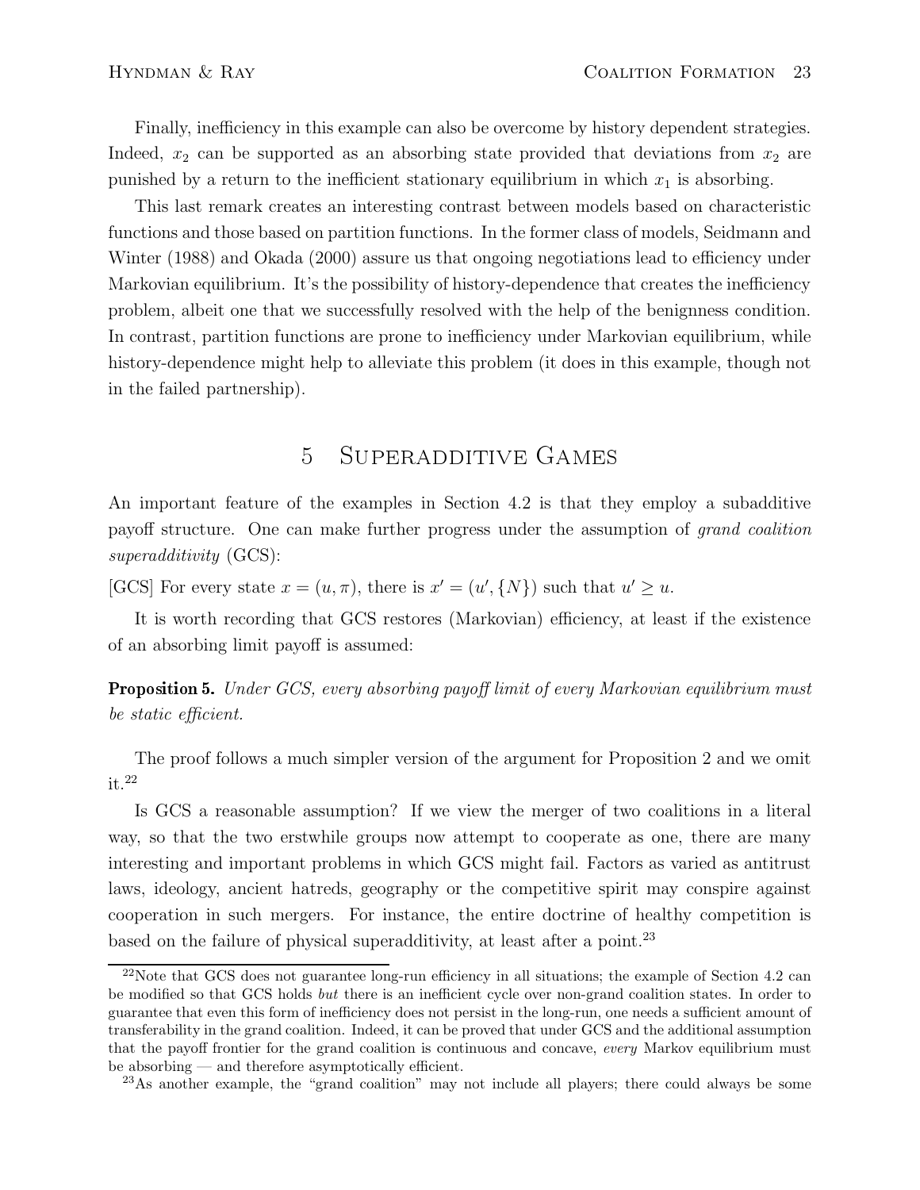Finally, inefficiency in this example can also be overcome by history dependent strategies. Indeed, $x_2$ can be supported as an absorbing state provided that deviations from $x_2$ are punished by a return to the inefficient stationary equilibrium in which $x_1$ is absorbing.

This last remark creates an interesting contrast between models based on characteristic functions and those based on partition functions. In the former class of models, Seidmann and Winter (1988) and Okada (2000) assure us that ongoing negotiations lead to efficiency under Markovian equilibrium. It's the possibility of history-dependence that creates the inefficiency problem, albeit one that we successfully resolved with the help of the benignness condition. In contrast, partition functions are prone to inefficiency under Markovian equilibrium, while history-dependence might help to alleviate this problem (it does in this example, though not in the failed partnership).

# 5 Superadditive Games

An important feature of the examples in Section 4.2 is that they employ a subadditive payoff structure. One can make further progress under the assumption of *grand coalition superadditivity* (GCS):

[GCS] For every state $x = (u, \pi)$, there is $x' = (u', \{N\})$ such that $u' \geq u$.

It is worth recording that GCS restores (Markovian) efficiency, at least if the existence of an absorbing limit payoff is assumed:

**Proposition 5.** *Under GCS, every absorbing payoff limit of every Markovian equilibrium must be static efficient.*

The proof follows a much simpler version of the argument for Proposition 2 and we omit it.[22]

Is GCS a reasonable assumption? If we view the merger of two coalitions in a literal way, so that the two erstwhile groups now attempt to cooperate as one, there are many interesting and important problems in which GCS might fail. Factors as varied as antitrust laws, ideology, ancient hatreds, geography or the competitive spirit may conspire against cooperation in such mergers. For instance, the entire doctrine of healthy competition is based on the failure of physical superadditivity, at least after a point.[23]

[22] Note that GCS does not guarantee long-run efficiency in all situations; the example of Section 4.2 can be modified so that GCS holds *but* there is an inefficient cycle over non-grand coalition states. In order to guarantee that even this form of inefficiency does not persist in the long-run, one needs a sufficient amount of transferability in the grand coalition. Indeed, it can be proved that under GCS and the additional assumption that the payoff frontier for the grand coalition is continuous and concave, *every* Markov equilibrium must be absorbing — and therefore asymptotically efficient.

[23] As another example, the "grand coalition" may not include all players; there could always be some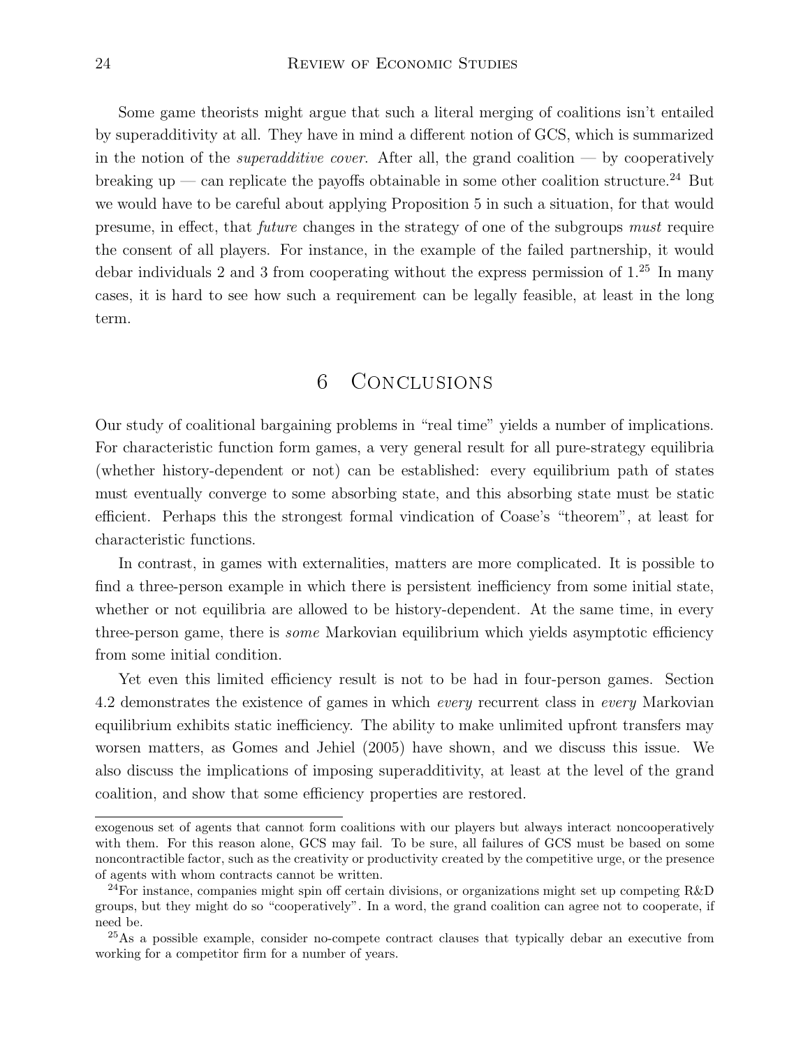Some game theorists might argue that such a literal merging of coalitions isn't entailed by superadditivity at all. They have in mind a different notion of GCS, which is summarized in the notion of the *superadditive cover*. After all, the grand coalition — by cooperatively breaking up — can replicate the payoffs obtainable in some other coalition structure.[24] But we would have to be careful about applying Proposition 5 in such a situation, for that would presume, in effect, that *future* changes in the strategy of one of the subgroups *must* require the consent of all players. For instance, in the example of the failed partnership, it would debar individuals 2 and 3 from cooperating without the express permission of 1.[25] In many cases, it is hard to see how such a requirement can be legally feasible, at least in the long term.

# 6 Conclusions

Our study of coalitional bargaining problems in "real time" yields a number of implications. For characteristic function form games, a very general result for all pure-strategy equilibria (whether history-dependent or not) can be established: every equilibrium path of states must eventually converge to some absorbing state, and this absorbing state must be static efficient. Perhaps this the strongest formal vindication of Coase's "theorem", at least for characteristic functions.

In contrast, in games with externalities, matters are more complicated. It is possible to find a three-person example in which there is persistent inefficiency from some initial state, whether or not equilibria are allowed to be history-dependent. At the same time, in every three-person game, there is *some* Markovian equilibrium which yields asymptotic efficiency from some initial condition.

Yet even this limited efficiency result is not to be had in four-person games. Section 4.2 demonstrates the existence of games in which *every* recurrent class in *every* Markovian equilibrium exhibits static inefficiency. The ability to make unlimited upfront transfers may worsen matters, as Gomes and Jehiel (2005) have shown, and we discuss this issue. We also discuss the implications of imposing superadditivity, at least at the level of the grand coalition, and show that some efficiency properties are restored.

---

exogenous set of agents that cannot form coalitions with our players but always interact noncooperatively with them. For this reason alone, GCS may fail. To be sure, all failures of GCS must be based on some noncontractible factor, such as the creativity or productivity created by the competitive urge, or the presence of agents with whom contracts cannot be written.

[24] For instance, companies might spin off certain divisions, or organizations might set up competing R&D groups, but they might do so "cooperatively". In a word, the grand coalition can agree not to cooperate, if need be.

[25] As a possible example, consider no-compete contract clauses that typically debar an executive from working for a competitor firm for a number of years.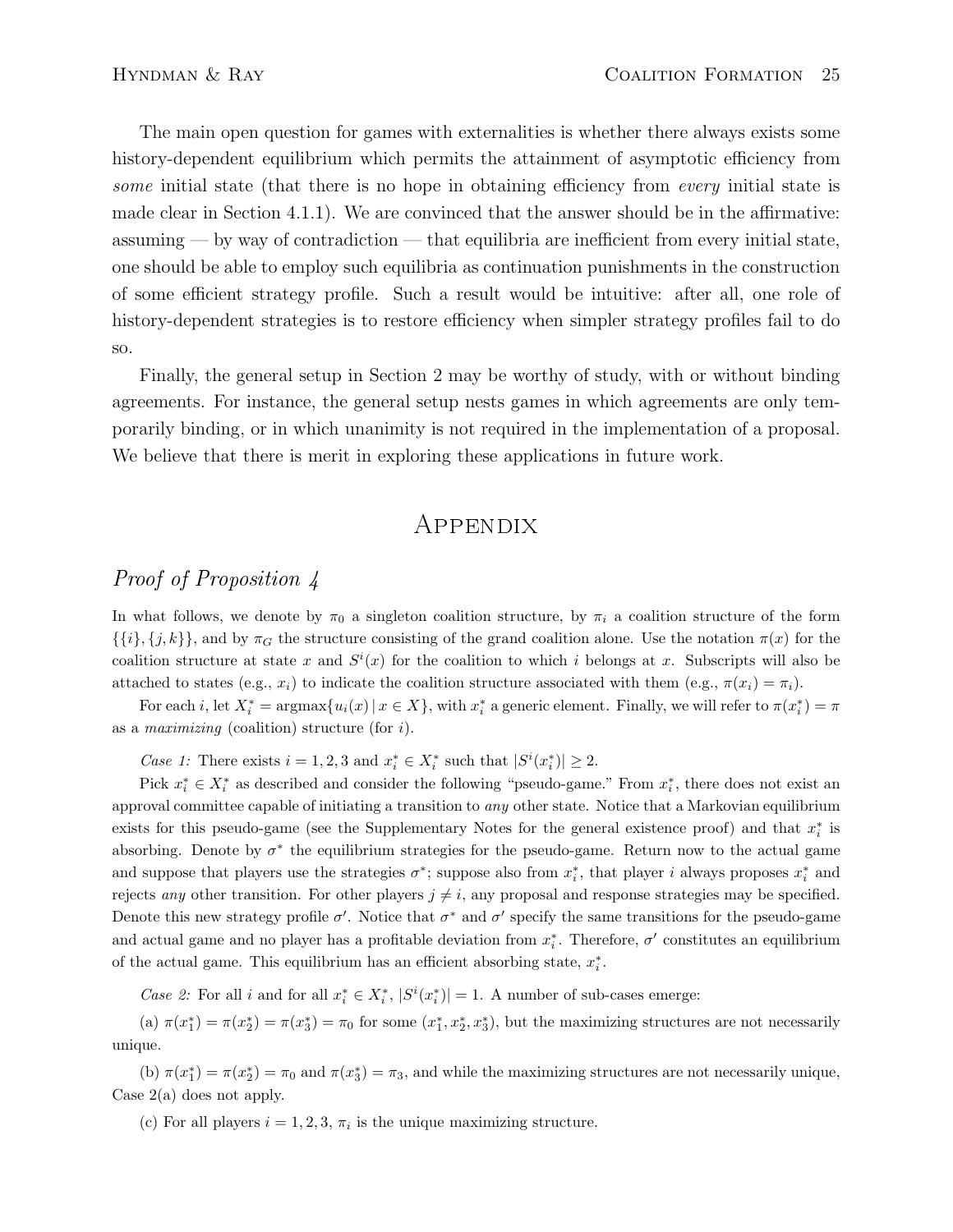The main open question for games with externalities is whether there always exists some history-dependent equilibrium which permits the attainment of asymptotic efficiency from *some* initial state (that there is no hope in obtaining efficiency from *every* initial state is made clear in Section 4.1.1). We are convinced that the answer should be in the affirmative: assuming — by way of contradiction — that equilibria are inefficient from every initial state, one should be able to employ such equilibria as continuation punishments in the construction of some efficient strategy profile. Such a result would be intuitive: after all, one role of history-dependent strategies is to restore efficiency when simpler strategy profiles fail to do so.

Finally, the general setup in Section 2 may be worthy of study, with or without binding agreements. For instance, the general setup nests games in which agreements are only temporarily binding, or in which unanimity is not required in the implementation of a proposal. We believe that there is merit in exploring these applications in future work.

# Appendix

## *Proof of Proposition 4*

In what follows, we denote by $\pi_0$ a singleton coalition structure, by $\pi_i$ a coalition structure of the form $\{\{i\}, \{j,k\}\}$, and by $\pi_G$ the structure consisting of the grand coalition alone. Use the notation $\pi(x)$ for the coalition structure at state $x$ and $S^i(x)$ for the coalition to which $i$ belongs at $x$. Subscripts will also be attached to states (e.g., $x_i$) to indicate the coalition structure associated with them (e.g., $\pi(x_i) = \pi_i$).

For each $i$, let $X_i^* = \text{argmax}\{u_i(x) \,|\, x \in X\}$, with $x_i^*$ a generic element. Finally, we will refer to $\pi(x_i^*) = \pi$ as a *maximizing* (coalition) structure (for $i$).

*Case 1:* There exists $i = 1, 2, 3$ and $x_i^* \in X_i^*$ such that $|S^i(x_i^*)| \geq 2$.

Pick $x_i^* \in X_i^*$ as described and consider the following "pseudo-game." From $x_i^*$, there does not exist an approval committee capable of initiating a transition to *any* other state. Notice that a Markovian equilibrium exists for this pseudo-game (see the Supplementary Notes for the general existence proof) and that $x_i^*$ is absorbing. Denote by $\sigma^*$ the equilibrium strategies for the pseudo-game. Return now to the actual game and suppose that players use the strategies $\sigma^*$; suppose also from $x_i^*$, that player $i$ always proposes $x_i^*$ and rejects *any* other transition. For other players $j \neq i$, any proposal and response strategies may be specified. Denote this new strategy profile $\sigma'$. Notice that $\sigma^*$ and $\sigma'$ specify the same transitions for the pseudo-game and actual game and no player has a profitable deviation from $x_i^*$. Therefore, $\sigma'$ constitutes an equilibrium of the actual game. This equilibrium has an efficient absorbing state, $x_i^*$.

*Case 2:* For all $i$ and for all $x_i^* \in X_i^*$, $|S^i(x_i^*)| = 1$. A number of sub-cases emerge:

(a) $\pi(x_1^*) = \pi(x_2^*) = \pi(x_3^*) = \pi_0$ for some $(x_1^*, x_2^*, x_3^*)$, but the maximizing structures are not necessarily unique.

(b) $\pi(x_1^*) = \pi(x_2^*) = \pi_0$ and $\pi(x_3^*) = \pi_3$, and while the maximizing structures are not necessarily unique, Case 2(a) does not apply.

(c) For all players $i = 1, 2, 3$, $\pi_i$ is the unique maximizing structure.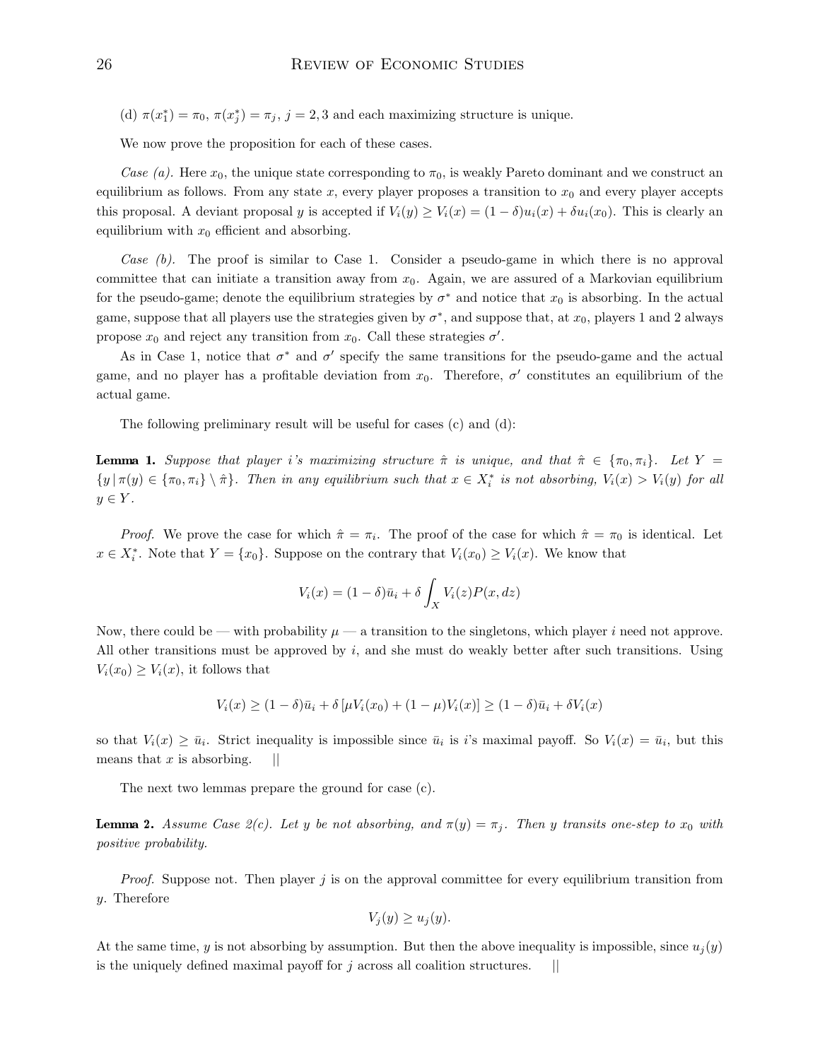(d) $\pi(x_1^*) = \pi_0$, $\pi(x_j^*) = \pi_j$, $j = 2, 3$ and each maximizing structure is unique.

We now prove the proposition for each of these cases.

*Case (a).* Here $x_0$, the unique state corresponding to $\pi_0$, is weakly Pareto dominant and we construct an equilibrium as follows. From any state $x$, every player proposes a transition to $x_0$ and every player accepts this proposal. A deviant proposal $y$ is accepted if $V_i(y) \geq V_i(x) = (1-\delta)u_i(x) + \delta u_i(x_0)$. This is clearly an equilibrium with $x_0$ efficient and absorbing.

*Case (b).* The proof is similar to Case 1. Consider a pseudo-game in which there is no approval committee that can initiate a transition away from $x_0$. Again, we are assured of a Markovian equilibrium for the pseudo-game; denote the equilibrium strategies by $\sigma^*$ and notice that $x_0$ is absorbing. In the actual game, suppose that all players use the strategies given by $\sigma^*$, and suppose that, at $x_0$, players 1 and 2 always propose $x_0$ and reject any transition from $x_0$. Call these strategies $\sigma'$.

As in Case 1, notice that $\sigma^*$ and $\sigma'$ specify the same transitions for the pseudo-game and the actual game, and no player has a profitable deviation from $x_0$. Therefore, $\sigma'$ constitutes an equilibrium of the actual game.

The following preliminary result will be useful for cases (c) and (d):

**Lemma 1.** *Suppose that player $i$'s maximizing structure $\hat{\pi}$ is unique, and that $\hat{\pi} \in \{\pi_0, \pi_i\}$. Let $Y = \{y \,|\, \pi(y) \in \{\pi_0, \pi_i\} \setminus \hat{\pi}\}$. Then in any equilibrium such that $x \in X_i^*$ is not absorbing, $V_i(x) > V_i(y)$ for all $y \in Y$.*

*Proof.* We prove the case for which $\hat{\pi} = \pi_i$. The proof of the case for which $\hat{\pi} = \pi_0$ is identical. Let $x \in X_i^*$. Note that $Y = \{x_0\}$. Suppose on the contrary that $V_i(x_0) \geq V_i(x)$. We know that

$$V_i(x) = (1-\delta)\bar{u}_i + \delta \int_X V_i(z) P(x, dz)$$

Now, there could be — with probability $\mu$ — a transition to the singletons, which player $i$ need not approve. All other transitions must be approved by $i$, and she must do weakly better after such transitions. Using $V_i(x_0) \geq V_i(x)$, it follows that

$$V_i(x) \geq (1-\delta)\bar{u}_i + \delta\left[\mu V_i(x_0) + (1-\mu)V_i(x)\right] \geq (1-\delta)\bar{u}_i + \delta V_i(x)$$

so that $V_i(x) \geq \bar{u}_i$. Strict inequality is impossible since $\bar{u}_i$ is $i$'s maximal payoff. So $V_i(x) = \bar{u}_i$, but this means that $x$ is absorbing. ||

The next two lemmas prepare the ground for case (c).

**Lemma 2.** *Assume Case 2(c). Let $y$ be not absorbing, and $\pi(y) = \pi_j$. Then $y$ transits one-step to $x_0$ with positive probability.*

*Proof.* Suppose not. Then player $j$ is on the approval committee for every equilibrium transition from $y$. Therefore

$$V_j(y) \geq u_j(y).$$

At the same time, $y$ is not absorbing by assumption. But then the above inequality is impossible, since $u_j(y)$ is the uniquely defined maximal payoff for $j$ across all coalition structures. ||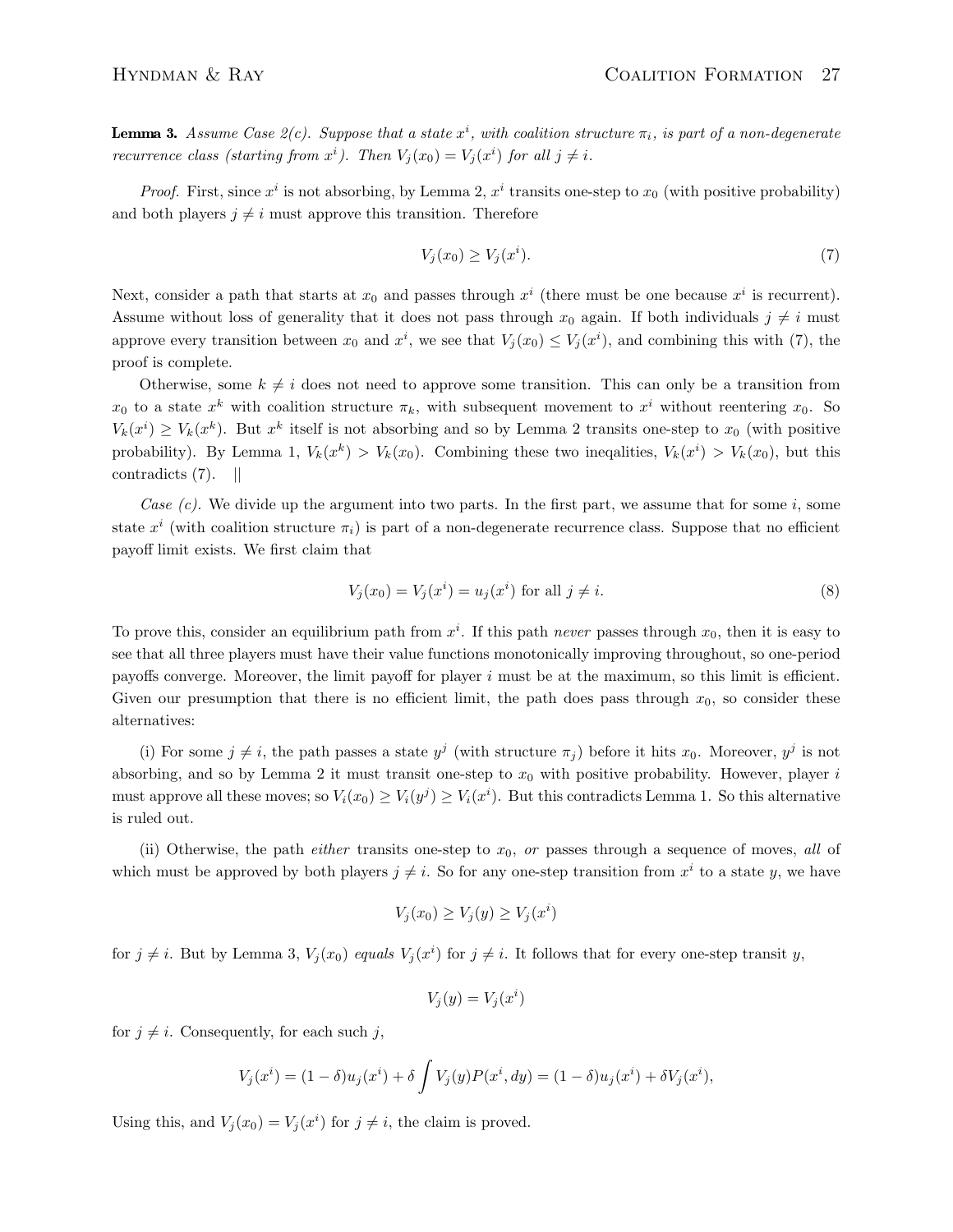**Lemma 3.** *Assume Case 2(c). Suppose that a state $x^i$, with coalition structure $\pi_i$, is part of a non-degenerate recurrence class (starting from $x^i$). Then $V_j(x_0) = V_j(x^i)$ for all $j \neq i$.*

*Proof.* First, since $x^i$ is not absorbing, by Lemma 2, $x^i$ transits one-step to $x_0$ (with positive probability) and both players $j \neq i$ must approve this transition. Therefore

$$V_j(x_0) \geq V_j(x^i). \tag{7}$$

Next, consider a path that starts at $x_0$ and passes through $x^i$ (there must be one because $x^i$ is recurrent). Assume without loss of generality that it does not pass through $x_0$ again. If both individuals $j \neq i$ must approve every transition between $x_0$ and $x^i$, we see that $V_j(x_0) \leq V_j(x^i)$, and combining this with (7), the proof is complete.

Otherwise, some $k \neq i$ does not need to approve some transition. This can only be a transition from $x_0$ to a state $x^k$ with coalition structure $\pi_k$, with subsequent movement to $x^i$ without reentering $x_0$. So $V_k(x^i) \geq V_k(x^k)$. But $x^k$ itself is not absorbing and so by Lemma 2 transits one-step to $x_0$ (with positive probability). By Lemma 1, $V_k(x^k) > V_k(x_0)$. Combining these two ineqalities, $V_k(x^i) > V_k(x_0)$, but this contradicts (7). ||

*Case (c).* We divide up the argument into two parts. In the first part, we assume that for some $i$, some state $x^i$ (with coalition structure $\pi_i$) is part of a non-degenerate recurrence class. Suppose that no efficient payoff limit exists. We first claim that

$$V_j(x_0) = V_j(x^i) = u_j(x^i) \text{ for all } j \neq i. \tag{8}$$

To prove this, consider an equilibrium path from $x^i$. If this path *never* passes through $x_0$, then it is easy to see that all three players must have their value functions monotonically improving throughout, so one-period payoffs converge. Moreover, the limit payoff for player $i$ must be at the maximum, so this limit is efficient. Given our presumption that there is no efficient limit, the path does pass through $x_0$, so consider these alternatives:

(i) For some $j \neq i$, the path passes a state $y^j$ (with structure $\pi_j$) before it hits $x_0$. Moreover, $y^j$ is not absorbing, and so by Lemma 2 it must transit one-step to $x_0$ with positive probability. However, player $i$ must approve all these moves; so $V_i(x_0) \geq V_i(y^j) \geq V_i(x^i)$. But this contradicts Lemma 1. So this alternative is ruled out.

(ii) Otherwise, the path *either* transits one-step to $x_0$, *or* passes through a sequence of moves, *all* of which must be approved by both players $j \neq i$. So for any one-step transition from $x^i$ to a state $y$, we have

$$V_j(x_0) \geq V_j(y) \geq V_j(x^i)$$

for $j \neq i$. But by Lemma 3, $V_j(x_0)$ *equals* $V_j(x^i)$ for $j \neq i$. It follows that for every one-step transit $y$,

$$V_j(y) = V_j(x^i)$$

for $j \neq i$. Consequently, for each such $j$,

$$V_j(x^i) = (1-\delta)u_j(x^i) + \delta \int V_j(y) P(x^i, dy) = (1-\delta)u_j(x^i) + \delta V_j(x^i),$$

Using this, and $V_j(x_0) = V_j(x^i)$ for $j \neq i$, the claim is proved.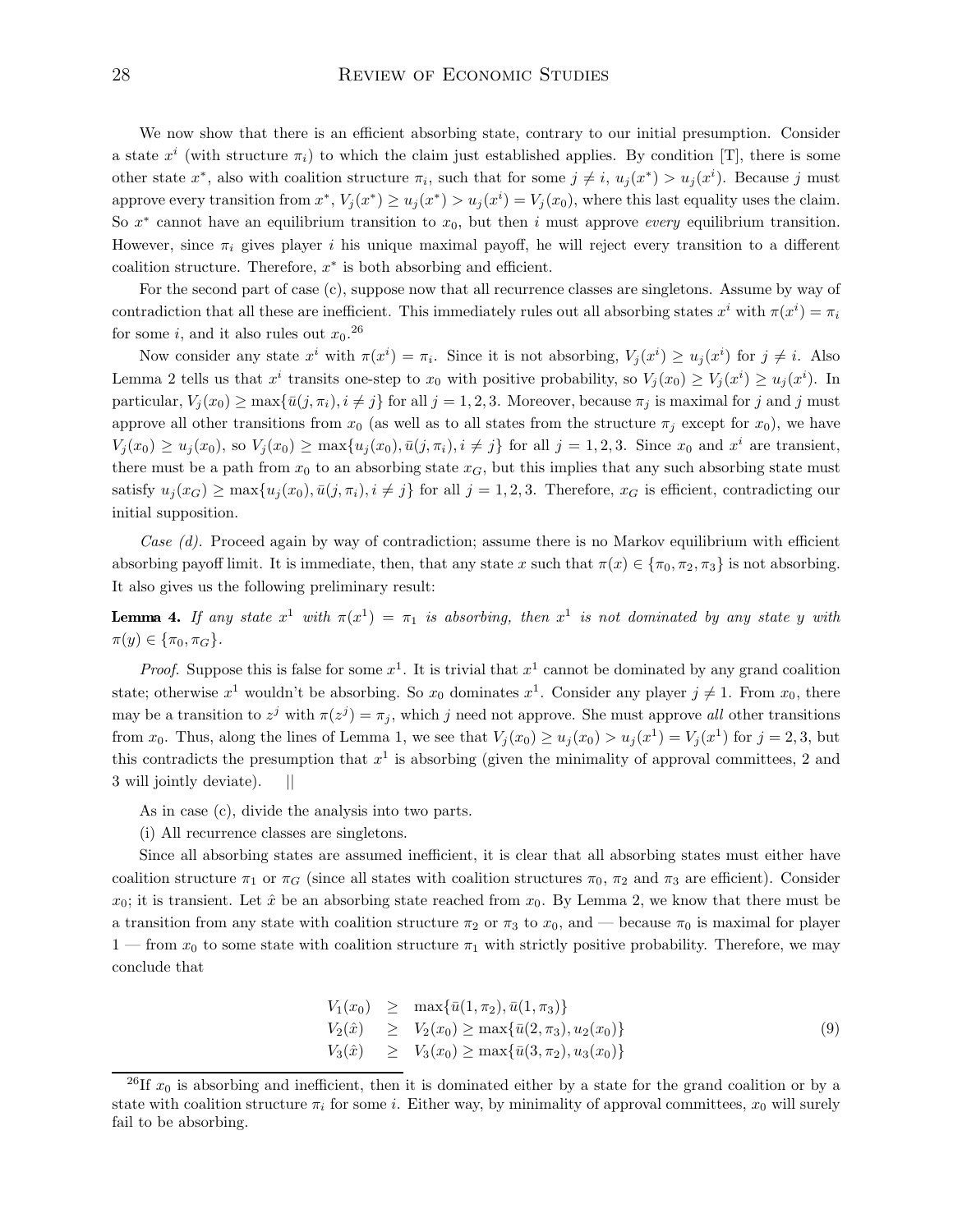We now show that there is an efficient absorbing state, contrary to our initial presumption. Consider a state $x^i$ (with structure $\pi_i$) to which the claim just established applies. By condition [T], there is some other state $x^*$, also with coalition structure $\pi_i$, such that for some $j \neq i$, $u_j(x^*) > u_j(x^i)$. Because $j$ must approve every transition from $x^*$, $V_j(x^*) \geq u_j(x^*) > u_j(x^i) = V_j(x_0)$, where this last equality uses the claim. So $x^*$ cannot have an equilibrium transition to $x_0$, but then $i$ must approve *every* equilibrium transition. However, since $\pi_i$ gives player $i$ his unique maximal payoff, he will reject every transition to a different coalition structure. Therefore, $x^*$ is both absorbing and efficient.

For the second part of case (c), suppose now that all recurrence classes are singletons. Assume by way of contradiction that all these are inefficient. This immediately rules out all absorbing states $x^i$ with $\pi(x^i) = \pi_i$ for some $i$, and it also rules out $x_0$.[26]

Now consider any state $x^i$ with $\pi(x^i) = \pi_i$. Since it is not absorbing, $V_j(x^i) \geq u_j(x^i)$ for $j \neq i$. Also Lemma 2 tells us that $x^i$ transits one-step to $x_0$ with positive probability, so $V_j(x_0) \geq V_j(x^i) \geq u_j(x^i)$. In particular, $V_j(x_0) \geq \max\{\bar{u}(j, \pi_i), i \neq j\}$ for all $j = 1, 2, 3$. Moreover, because $\pi_j$ is maximal for $j$ and $j$ must approve all other transitions from $x_0$ (as well as to all states from the structure $\pi_j$ except for $x_0$), we have $V_j(x_0) \geq u_j(x_0)$, so $V_j(x_0) \geq \max\{u_j(x_0), \bar{u}(j, \pi_i), i \neq j\}$ for all $j = 1, 2, 3$. Since $x_0$ and $x^i$ are transient, there must be a path from $x_0$ to an absorbing state $x_G$, but this implies that any such absorbing state must satisfy $u_j(x_G) \geq \max\{u_j(x_0), \bar{u}(j, \pi_i), i \neq j\}$ for all $j = 1, 2, 3$. Therefore, $x_G$ is efficient, contradicting our initial supposition.

*Case (d).* Proceed again by way of contradiction; assume there is no Markov equilibrium with efficient absorbing payoff limit. It is immediate, then, that any state $x$ such that $\pi(x) \in \{\pi_0, \pi_2, \pi_3\}$ is not absorbing. It also gives us the following preliminary result:

**Lemma 4.** *If any state $x^1$ with $\pi(x^1) = \pi_1$ is absorbing, then $x^1$ is not dominated by any state $y$ with $\pi(y) \in \{\pi_0, \pi_G\}$.*

*Proof.* Suppose this is false for some $x^1$. It is trivial that $x^1$ cannot be dominated by any grand coalition state; otherwise $x^1$ wouldn't be absorbing. So $x_0$ dominates $x^1$. Consider any player $j \neq 1$. From $x_0$, there may be a transition to $z^j$ with $\pi(z^j) = \pi_j$, which $j$ need not approve. She must approve *all* other transitions from $x_0$. Thus, along the lines of Lemma 1, we see that $V_j(x_0) \geq u_j(x_0) > u_j(x^1) = V_j(x^1)$ for $j = 2, 3$, but this contradicts the presumption that $x^1$ is absorbing (given the minimality of approval committees, 2 and 3 will jointly deviate). ||

As in case (c), divide the analysis into two parts.

(i) All recurrence classes are singletons.

Since all absorbing states are assumed inefficient, it is clear that all absorbing states must either have coalition structure $\pi_1$ or $\pi_G$ (since all states with coalition structures $\pi_0$, $\pi_2$ and $\pi_3$ are efficient). Consider $x_0$; it is transient. Let $\hat{x}$ be an absorbing state reached from $x_0$. By Lemma 2, we know that there must be a transition from any state with coalition structure $\pi_2$ or $\pi_3$ to $x_0$, and — because $\pi_0$ is maximal for player 1 — from $x_0$ to some state with coalition structure $\pi_1$ with strictly positive probability. Therefore, we may conclude that

$$
\begin{aligned}
V_1(x_0) &\geq \max\{\bar{u}(1, \pi_2), \bar{u}(1, \pi_3)\} \\
V_2(\hat{x}) &\geq V_2(x_0) \geq \max\{\bar{u}(2, \pi_3), u_2(x_0)\} \\
V_3(\hat{x}) &\geq V_3(x_0) \geq \max\{\bar{u}(3, \pi_2), u_3(x_0)\}
\end{aligned}
\tag{9}
$$

[26] If $x_0$ is absorbing and inefficient, then it is dominated either by a state for the grand coalition or by a state with coalition structure $\pi_i$ for some $i$. Either way, by minimality of approval committees, $x_0$ will surely fail to be absorbing.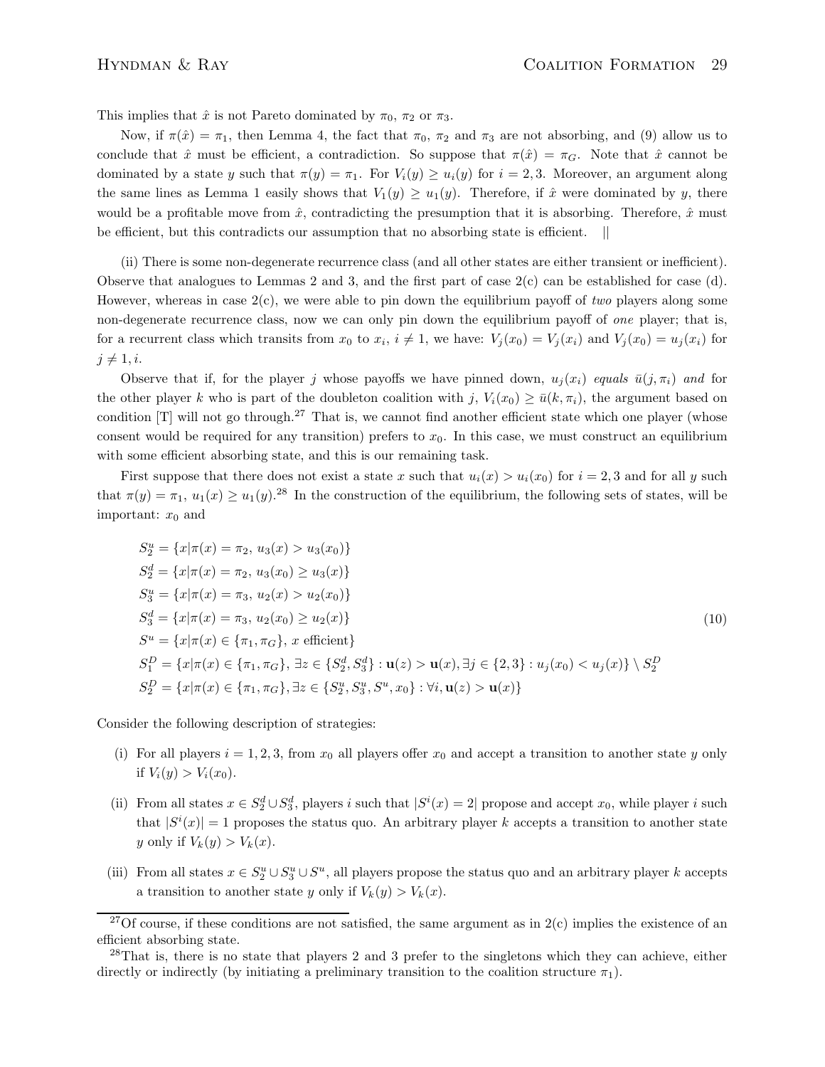This implies that $\hat{x}$ is not Pareto dominated by $\pi_0$, $\pi_2$ or $\pi_3$.

Now, if $\pi(\hat{x}) = \pi_1$, then Lemma 4, the fact that $\pi_0$, $\pi_2$ and $\pi_3$ are not absorbing, and (9) allow us to conclude that $\hat{x}$ must be efficient, a contradiction. So suppose that $\pi(\hat{x}) = \pi_G$. Note that $\hat{x}$ cannot be dominated by a state $y$ such that $\pi(y) = \pi_1$. For $V_i(y) \geq u_i(y)$ for $i = 2, 3$. Moreover, an argument along the same lines as Lemma 1 easily shows that $V_1(y) \geq u_1(y)$. Therefore, if $\hat{x}$ were dominated by $y$, there would be a profitable move from $\hat{x}$, contradicting the presumption that it is absorbing. Therefore, $\hat{x}$ must be efficient, but this contradicts our assumption that no absorbing state is efficient. ||

(ii) There is some non-degenerate recurrence class (and all other states are either transient or inefficient). Observe that analogues to Lemmas 2 and 3, and the first part of case 2(c) can be established for case (d). However, whereas in case 2(c), we were able to pin down the equilibrium payoff of *two* players along some non-degenerate recurrence class, now we can only pin down the equilibrium payoff of *one* player; that is, for a recurrent class which transits from $x_0$ to $x_i$, $i \neq 1$, we have: $V_j(x_0) = V_j(x_i)$ and $V_j(x_0) = u_j(x_i)$ for $j \neq 1, i$.

Observe that if, for the player $j$ whose payoffs we have pinned down, $u_j(x_i)$ *equals* $\bar{u}(j, \pi_i)$ *and* for the other player $k$ who is part of the doubleton coalition with $j$, $V_i(x_0) \geq \bar{u}(k, \pi_i)$, the argument based on condition [T] will not go through.[27] That is, we cannot find another efficient state which one player (whose consent would be required for any transition) prefers to $x_0$. In this case, we must construct an equilibrium with some efficient absorbing state, and this is our remaining task.

First suppose that there does not exist a state $x$ such that $u_i(x) > u_i(x_0)$ for $i = 2, 3$ and for all $y$ such that $\pi(y) = \pi_1$, $u_1(x) \geq u_1(y)$.[28] In the construction of the equilibrium, the following sets of states, will be important: $x_0$ and

$$
\begin{aligned}
S_2^u &= \{x | \pi(x) = \pi_2,\, u_3(x) > u_3(x_0)\} \\
S_2^d &= \{x | \pi(x) = \pi_2,\, u_3(x_0) \geq u_3(x)\} \\
S_3^u &= \{x | \pi(x) = \pi_3,\, u_2(x) > u_2(x_0)\} \\
S_3^d &= \{x | \pi(x) = \pi_3,\, u_2(x_0) \geq u_2(x)\} \\
S^u &= \{x | \pi(x) \in \{\pi_1, \pi_G\},\, x \text{ efficient}\} \\
S_1^D &= \{x | \pi(x) \in \{\pi_1, \pi_G\}, \exists z \in \{S_2^d, S_3^d\} : \mathbf{u}(z) > \mathbf{u}(x), \exists j \in \{2, 3\} : u_j(x_0) < u_j(x)\} \setminus S_2^D \\
S_2^D &= \{x | \pi(x) \in \{\pi_1, \pi_G\}, \exists z \in \{S_2^u, S_3^u, S^u, x_0\} : \forall i, \mathbf{u}(z) > \mathbf{u}(x)\}
\end{aligned}
\tag{10}
$$

Consider the following description of strategies:

(i) For all players $i = 1, 2, 3$, from $x_0$ all players offer $x_0$ and accept a transition to another state $y$ only if $V_i(y) > V_i(x_0)$.

(ii) From all states $x \in S_2^d \cup S_3^d$, players $i$ such that $|S^i(x) = 2|$ propose and accept $x_0$, while player $i$ such that $|S^i(x)| = 1$ proposes the status quo. An arbitrary player $k$ accepts a transition to another state $y$ only if $V_k(y) > V_k(x)$.

(iii) From all states $x \in S_2^u \cup S_3^u \cup S^u$, all players propose the status quo and an arbitrary player $k$ accepts a transition to another state $y$ only if $V_k(y) > V_k(x)$.

[27] Of course, if these conditions are not satisfied, the same argument as in 2(c) implies the existence of an efficient absorbing state.

[28] That is, there is no state that players 2 and 3 prefer to the singletons which they can achieve, either directly or indirectly (by initiating a preliminary transition to the coalition structure $\pi_1$).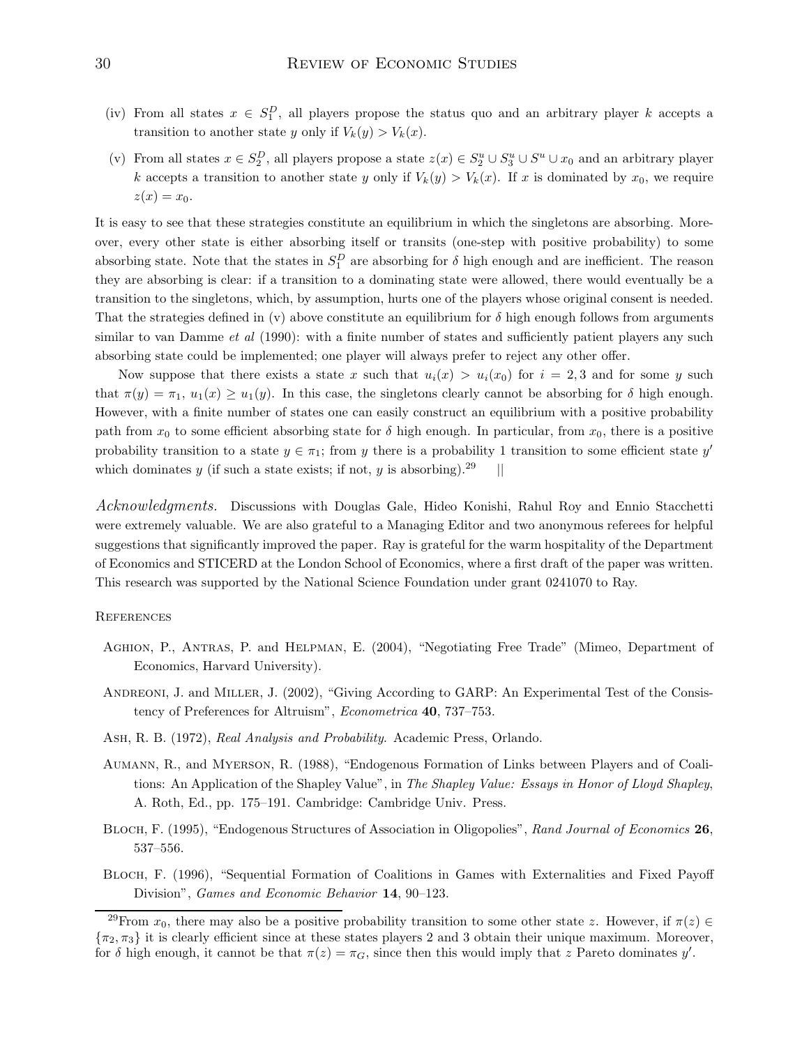(iv) From all states $x \in S_1^D$, all players propose the status quo and an arbitrary player $k$ accepts a transition to another state $y$ only if $V_k(y) > V_k(x)$.

(v) From all states $x \in S_2^D$, all players propose a state $z(x) \in S_2^u \cup S_3^u \cup S^u \cup x_0$ and an arbitrary player $k$ accepts a transition to another state $y$ only if $V_k(y) > V_k(x)$. If $x$ is dominated by $x_0$, we require $z(x) = x_0$.

It is easy to see that these strategies constitute an equilibrium in which the singletons are absorbing. Moreover, every other state is either absorbing itself or transits (one-step with positive probability) to some absorbing state. Note that the states in $S_1^D$ are absorbing for $\delta$ high enough and are inefficient. The reason they are absorbing is clear: if a transition to a dominating state were allowed, there would eventually be a transition to the singletons, which, by assumption, hurts one of the players whose original consent is needed. That the strategies defined in (v) above constitute an equilibrium for $\delta$ high enough follows from arguments similar to van Damme *et al* (1990): with a finite number of states and sufficiently patient players any such absorbing state could be implemented; one player will always prefer to reject any other offer.

Now suppose that there exists a state $x$ such that $u_i(x) > u_i(x_0)$ for $i = 2, 3$ and for some $y$ such that $\pi(y) = \pi_1$, $u_1(x) \geq u_1(y)$. In this case, the singletons clearly cannot be absorbing for $\delta$ high enough. However, with a finite number of states one can easily construct an equilibrium with a positive probability path from $x_0$ to some efficient absorbing state for $\delta$ high enough. In particular, from $x_0$, there is a positive probability transition to a state $y \in \pi_1$; from $y$ there is a probability 1 transition to some efficient state $y'$ which dominates $y$ (if such a state exists; if not, $y$ is absorbing).[29] ||

*Acknowledgments.* Discussions with Douglas Gale, Hideo Konishi, Rahul Roy and Ennio Stacchetti were extremely valuable. We are also grateful to a Managing Editor and two anonymous referees for helpful suggestions that significantly improved the paper. Ray is grateful for the warm hospitality of the Department of Economics and STICERD at the London School of Economics, where a first draft of the paper was written. This research was supported by the National Science Foundation under grant 0241070 to Ray.

## References

Aghion, P., Antras, P. and Helpman, E. (2004), "Negotiating Free Trade" (Mimeo, Department of Economics, Harvard University).

Andreoni, J. and Miller, J. (2002), "Giving According to GARP: An Experimental Test of the Consistency of Preferences for Altruism", *Econometrica* **40**, 737–753.

Ash, R. B. (1972), *Real Analysis and Probability.* Academic Press, Orlando.

Aumann, R., and Myerson, R. (1988), "Endogenous Formation of Links between Players and of Coalitions: An Application of the Shapley Value", in *The Shapley Value: Essays in Honor of Lloyd Shapley*, A. Roth, Ed., pp. 175–191. Cambridge: Cambridge Univ. Press.

Bloch, F. (1995), "Endogenous Structures of Association in Oligopolies", *Rand Journal of Economics* **26**, 537–556.

Bloch, F. (1996), "Sequential Formation of Coalitions in Games with Externalities and Fixed Payoff Division", *Games and Economic Behavior* **14**, 90–123.

---

[29] From $x_0$, there may also be a positive probability transition to some other state $z$. However, if $\pi(z) \in \{\pi_2, \pi_3\}$ it is clearly efficient since at these states players 2 and 3 obtain their unique maximum. Moreover, for $\delta$ high enough, it cannot be that $\pi(z) = \pi_G$, since then this would imply that $z$ Pareto dominates $y'$.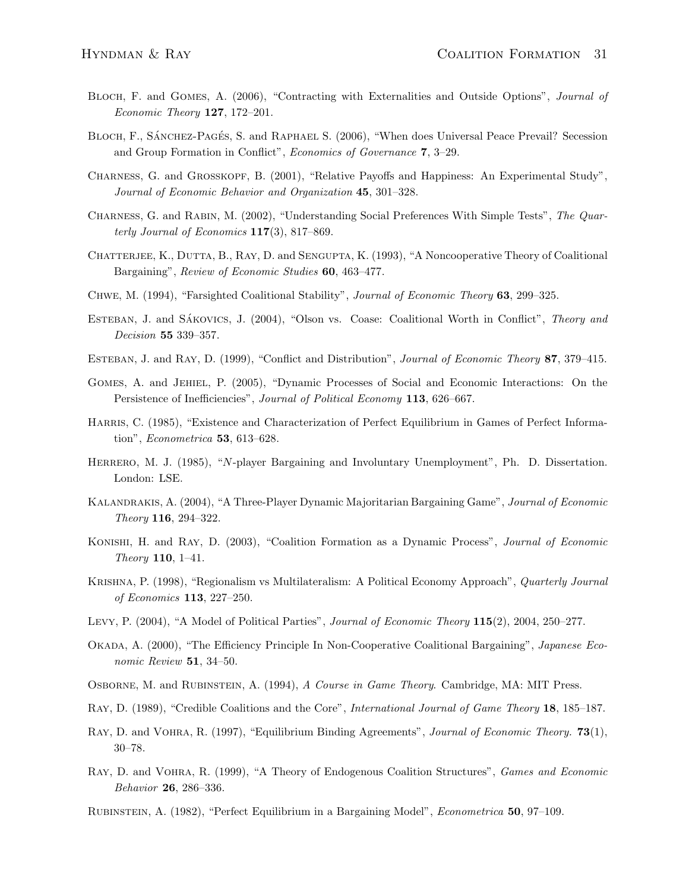Bloch, F. and Gomes, A. (2006), "Contracting with Externalities and Outside Options", *Journal of Economic Theory* **127**, 172–201.

Bloch, F., Sánchez-Pagés, S. and Raphael S. (2006), "When does Universal Peace Prevail? Secession and Group Formation in Conflict", *Economics of Governance* **7**, 3–29.

Charness, G. and Grosskopf, B. (2001), "Relative Payoffs and Happiness: An Experimental Study", *Journal of Economic Behavior and Organization* **45**, 301–328.

Charness, G. and Rabin, M. (2002), "Understanding Social Preferences With Simple Tests", *The Quarterly Journal of Economics* **117**(3), 817–869.

Chatterjee, K., Dutta, B., Ray, D. and Sengupta, K. (1993), "A Noncooperative Theory of Coalitional Bargaining", *Review of Economic Studies* **60**, 463–477.

Chwe, M. (1994), "Farsighted Coalitional Stability", *Journal of Economic Theory* **63**, 299–325.

Esteban, J. and Sákovics, J. (2004), "Olson vs. Coase: Coalitional Worth in Conflict", *Theory and Decision* **55** 339–357.

Esteban, J. and Ray, D. (1999), "Conflict and Distribution", *Journal of Economic Theory* **87**, 379–415.

Gomes, A. and Jehiel, P. (2005), "Dynamic Processes of Social and Economic Interactions: On the Persistence of Inefficiencies", *Journal of Political Economy* **113**, 626–667.

Harris, C. (1985), "Existence and Characterization of Perfect Equilibrium in Games of Perfect Information", *Econometrica* **53**, 613–628.

Herrero, M. J. (1985), "*N*-player Bargaining and Involuntary Unemployment", Ph. D. Dissertation. London: LSE.

Kalandrakis, A. (2004), "A Three-Player Dynamic Majoritarian Bargaining Game", *Journal of Economic Theory* **116**, 294–322.

Konishi, H. and Ray, D. (2003), "Coalition Formation as a Dynamic Process", *Journal of Economic Theory* **110**, 1–41.

Krishna, P. (1998), "Regionalism vs Multilateralism: A Political Economy Approach", *Quarterly Journal of Economics* **113**, 227–250.

Levy, P. (2004), "A Model of Political Parties", *Journal of Economic Theory* **115**(2), 2004, 250–277.

Okada, A. (2000), "The Efficiency Principle In Non-Cooperative Coalitional Bargaining", *Japanese Economic Review* **51**, 34–50.

Osborne, M. and Rubinstein, A. (1994), *A Course in Game Theory*. Cambridge, MA: MIT Press.

Ray, D. (1989), "Credible Coalitions and the Core", *International Journal of Game Theory* **18**, 185–187.

Ray, D. and Vohra, R. (1997), "Equilibrium Binding Agreements", *Journal of Economic Theory.* **73**(1), 30–78.

Ray, D. and Vohra, R. (1999), "A Theory of Endogenous Coalition Structures", *Games and Economic Behavior* **26**, 286–336.

Rubinstein, A. (1982), "Perfect Equilibrium in a Bargaining Model", *Econometrica* **50**, 97–109.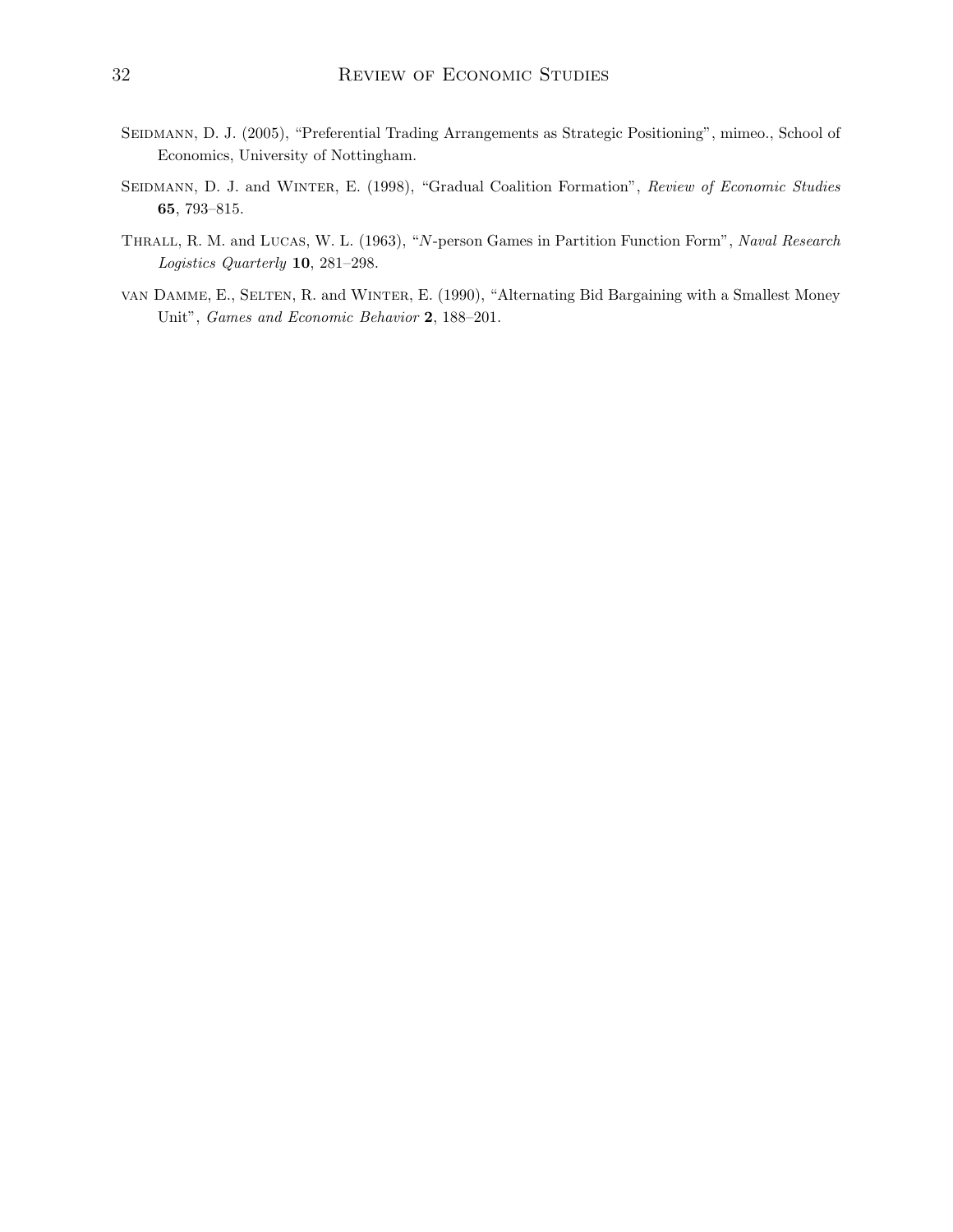Seidmann, D. J. (2005), "Preferential Trading Arrangements as Strategic Positioning", mimeo., School of Economics, University of Nottingham.

Seidmann, D. J. and Winter, E. (1998), "Gradual Coalition Formation", *Review of Economic Studies* **65**, 793–815.

Thrall, R. M. and Lucas, W. L. (1963), "$N$-person Games in Partition Function Form", *Naval Research Logistics Quarterly* **10**, 281–298.

van Damme, E., Selten, R. and Winter, E. (1990), "Alternating Bid Bargaining with a Smallest Money Unit", *Games and Economic Behavior* **2**, 188–201.